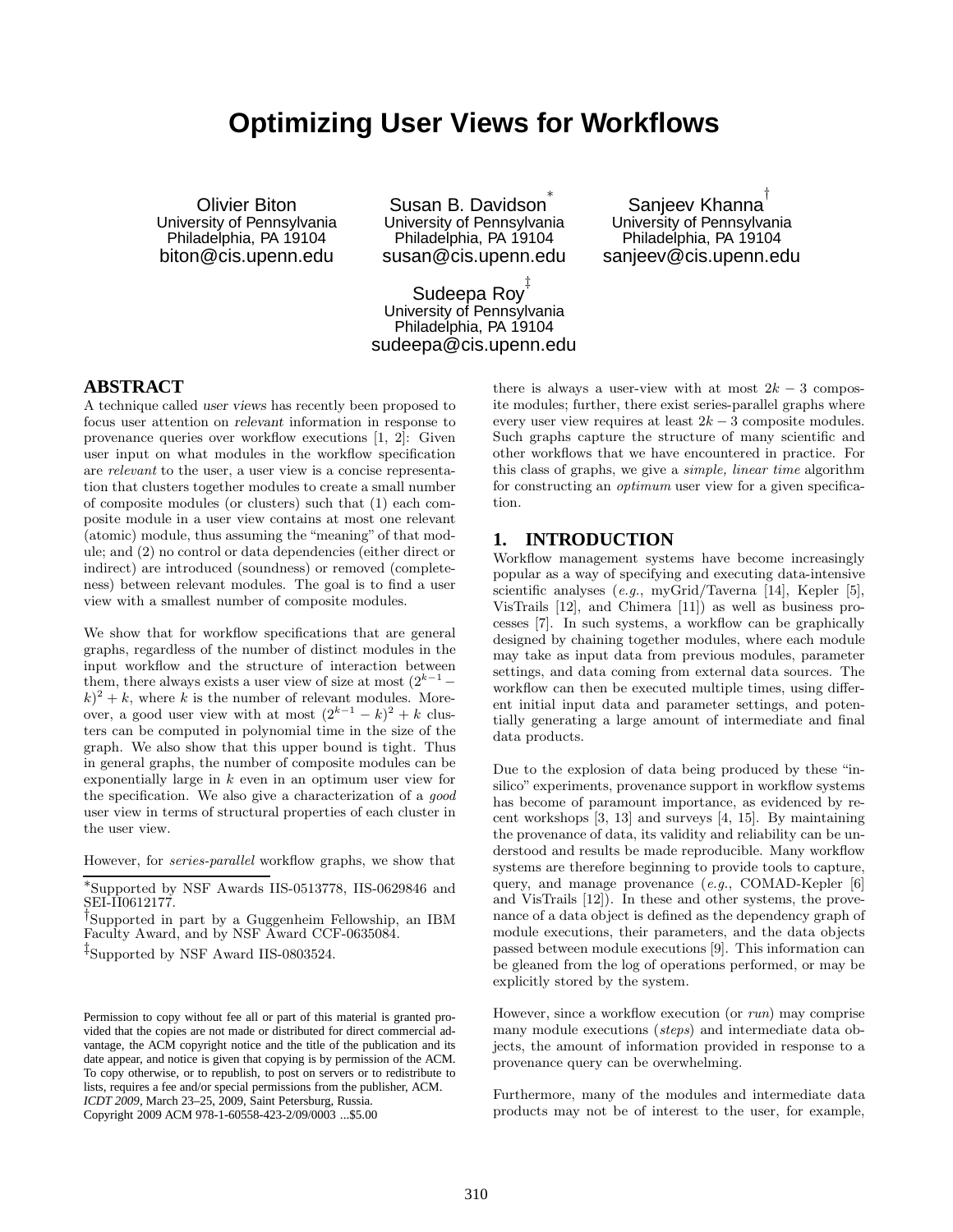# Optimizing User Views for Workflows

Olivier Biton
University of Pennsylvania
Philadelphia, PA 19104
biton@cis.upenn.edu

Susan B. Davidson[*]
University of Pennsylvania
Philadelphia, PA 19104
susan@cis.upenn.edu

Sanjeev Khanna[†]
University of Pennsylvania
Philadelphia, PA 19104
sanjeev@cis.upenn.edu

Sudeepa Roy[‡]
University of Pennsylvania
Philadelphia, PA 19104
sudeepa@cis.upenn.edu

## ABSTRACT

A technique called *user views* has recently been proposed to focus user attention on *relevant* information in response to provenance queries over workflow executions [1, 2]: Given user input on what modules in the workflow specification are *relevant* to the user, a user view is a concise representation that clusters together modules to create a small number of composite modules (or clusters) such that (1) each composite module in a user view contains at most one relevant (atomic) module, thus assuming the "meaning" of that module; and (2) no control or data dependencies (either direct or indirect) are introduced (soundness) or removed (completeness) between relevant modules. The goal is to find a user view with a smallest number of composite modules.

We show that for workflow specifications that are general graphs, regardless of the number of distinct modules in the input workflow and the structure of interaction between them, there always exists a user view of size at most $(2^{k-1} - k)^2 + k$, where $k$ is the number of relevant modules. Moreover, a good user view with at most $(2^{k-1} - k)^2 + k$ clusters can be computed in polynomial time in the size of the graph. We also show that this upper bound is tight. Thus in general graphs, the number of composite modules can be exponentially large in $k$ even in an optimum user view for the specification. We also give a characterization of a *good* user view in terms of structural properties of each cluster in the user view.

However, for *series-parallel* workflow graphs, we show that there is always a user-view with at most $2k - 3$ composite modules; further, there exist series-parallel graphs where every user view requires at least $2k - 3$ composite modules. Such graphs capture the structure of many scientific and other workflows that we have encountered in practice. For this class of graphs, we give a *simple, linear time* algorithm for constructing an *optimum* user view for a given specification.

[*] Supported by NSF Awards IIS-0513778, IIS-0629846 and SEI-II0612177.

[†] Supported in part by a Guggenheim Fellowship, an IBM Faculty Award, and by NSF Award CCF-0635084.

[‡] Supported by NSF Award IIS-0803524.

Permission to copy without fee all or part of this material is granted provided that the copies are not made or distributed for direct commercial advantage, the ACM copyright notice and the title of the publication and its date appear, and notice is given that copying is by permission of the ACM. To copy otherwise, or to republish, to post on servers or to redistribute to lists, requires a fee and/or special permissions from the publisher, ACM. *ICDT 2009*, March 23–25, 2009, Saint Petersburg, Russia.
Copyright 2009 ACM 978-1-60558-423-2/09/0003 ...$5.00

## 1. INTRODUCTION

Workflow management systems have become increasingly popular as a way of specifying and executing data-intensive scientific analyses (*e.g.*, myGrid/Taverna [14], Kepler [5], VisTrails [12], and Chimera [11]) as well as business processes [7]. In such systems, a workflow can be graphically designed by chaining together modules, where each module may take as input data from previous modules, parameter settings, and data coming from external data sources. The workflow can then be executed multiple times, using different initial input data and parameter settings, and potentially generating a large amount of intermediate and final data products.

Due to the explosion of data being produced by these "in-silico" experiments, provenance support in workflow systems has become of paramount importance, as evidenced by recent workshops [3, 13] and surveys [4, 15]. By maintaining the provenance of data, its validity and reliability can be understood and results be made reproducible. Many workflow systems are therefore beginning to provide tools to capture, query, and manage provenance (*e.g.*, COMAD-Kepler [6] and VisTrails [12]). In these and other systems, the provenance of a data object is defined as the dependency graph of module executions, their parameters, and the data objects passed between module executions [9]. This information can be gleaned from the log of operations performed, or may be explicitly stored by the system.

However, since a workflow execution (or *run*) may comprise many module executions (*steps*) and intermediate data objects, the amount of information provided in response to a provenance query can be overwhelming.

Furthermore, many of the modules and intermediate data products may not be of interest to the user, for example,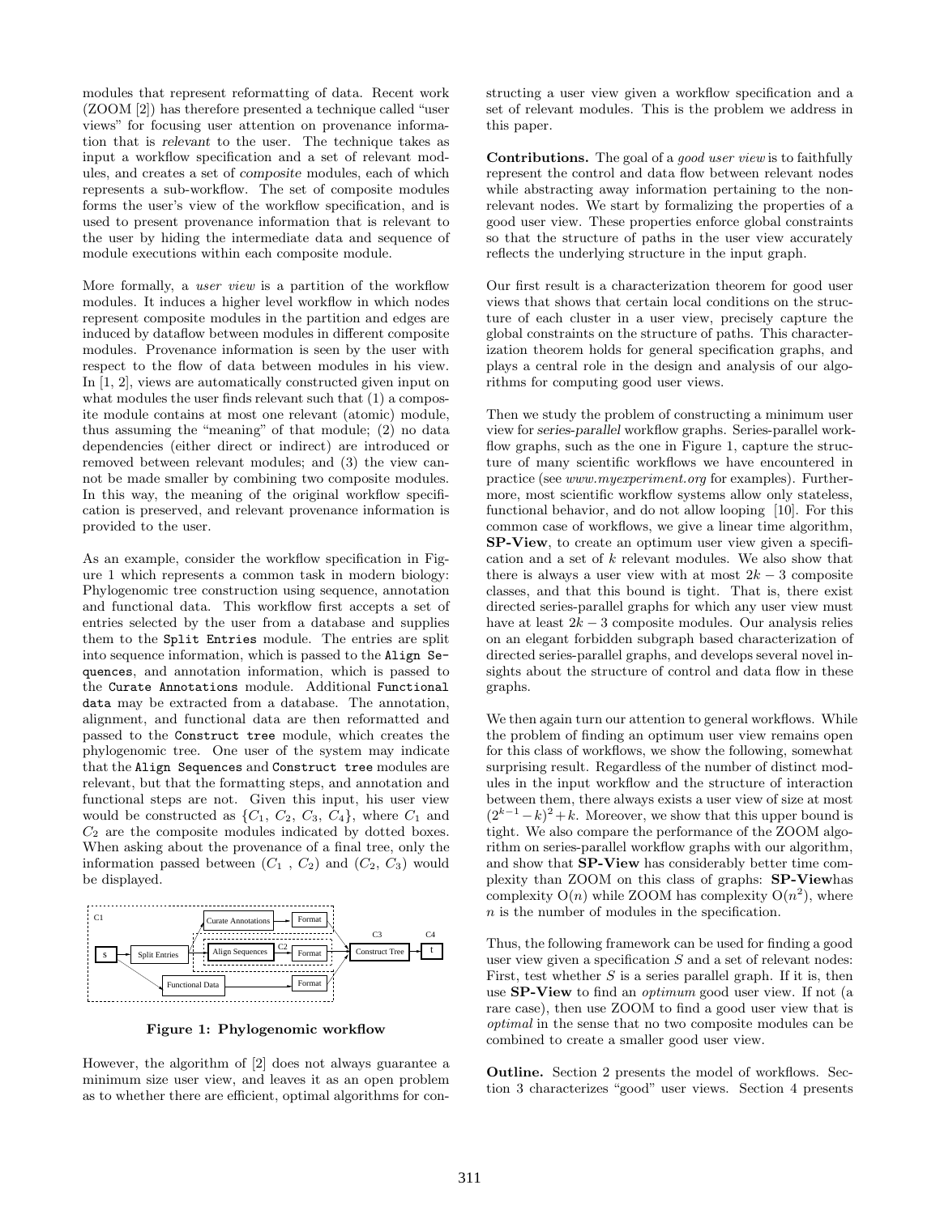modules that represent reformatting of data. Recent work (ZOOM [2]) has therefore presented a technique called "user views" for focusing user attention on provenance information that is *relevant* to the user. The technique takes as input a workflow specification and a set of relevant modules, and creates a set of *composite* modules, each of which represents a sub-workflow. The set of composite modules forms the user's view of the workflow specification, and is used to present provenance information that is relevant to the user by hiding the intermediate data and sequence of module executions within each composite module.

More formally, a *user view* is a partition of the workflow modules. It induces a higher level workflow in which nodes represent composite modules in the partition and edges are induced by dataflow between modules in different composite modules. Provenance information is seen by the user with respect to the flow of data between modules in his view. In [1, 2], views are automatically constructed given input on what modules the user finds relevant such that (1) a composite module contains at most one relevant (atomic) module, thus assuming the "meaning" of that module; (2) no data dependencies (either direct or indirect) are introduced or removed between relevant modules; and (3) the view cannot be made smaller by combining two composite modules. In this way, the meaning of the original workflow specification is preserved, and relevant provenance information is provided to the user.

As an example, consider the workflow specification in Figure 1 which represents a common task in modern biology: Phylogenomic tree construction using sequence, annotation and functional data. This workflow first accepts a set of entries selected by the user from a database and supplies them to the `Split Entries` module. The entries are split into sequence information, which is passed to the `Align Sequences`, and annotation information, which is passed to the `Curate Annotations` module. Additional `Functional data` may be extracted from a database. The annotation, alignment, and functional data are then reformatted and passed to the `Construct tree` module, which creates the phylogenomic tree. One user of the system may indicate that the `Align Sequences` and `Construct tree` modules are relevant, but that the formatting steps, and annotation and functional steps are not. Given this input, his user view would be constructed as $\{C_1, C_2, C_3, C_4\}$, where $C_1$ and $C_2$ are the composite modules indicated by dotted boxes. When asking about the provenance of a final tree, only the information passed between $(C_1, C_2)$ and $(C_2, C_3)$ would be displayed.

**Figure 1: Phylogenomic workflow**

However, the algorithm of [2] does not always guarantee a minimum size user view, and leaves it as an open problem as to whether there are efficient, optimal algorithms for constructing a user view given a workflow specification and a set of relevant modules. This is the problem we address in this paper.

**Contributions.** The goal of a *good user view* is to faithfully represent the control and data flow between relevant nodes while abstracting away information pertaining to the non-relevant nodes. We start by formalizing the properties of a good user view. These properties enforce global constraints so that the structure of paths in the user view accurately reflects the underlying structure in the input graph.

Our first result is a characterization theorem for good user views that shows that certain local conditions on the structure of each cluster in a user view, precisely capture the global constraints on the structure of paths. This characterization theorem holds for general specification graphs, and plays a central role in the design and analysis of our algorithms for computing good user views.

Then we study the problem of constructing a minimum user view for *series-parallel* workflow graphs. Series-parallel workflow graphs, such as the one in Figure 1, capture the structure of many scientific workflows we have encountered in practice (see *www.myexperiment.org* for examples). Furthermore, most scientific workflow systems allow only stateless, functional behavior, and do not allow looping [10]. For this common case of workflows, we give a linear time algorithm, **SP-View**, to create an optimum user view given a specification and a set of $k$ relevant modules. We also show that there is always a user view with at most $2k-3$ composite classes, and that this bound is tight. That is, there exist directed series-parallel graphs for which any user view must have at least $2k-3$ composite modules. Our analysis relies on an elegant forbidden subgraph based characterization of directed series-parallel graphs, and develops several novel insights about the structure of control and data flow in these graphs.

We then again turn our attention to general workflows. While the problem of finding an optimum user view remains open for this class of workflows, we show the following, somewhat surprising result. Regardless of the number of distinct modules in the input workflow and the structure of interaction between them, there always exists a user view of size at most $(2^{k-1}-k)^2+k$. Moreover, we show that this upper bound is tight. We also compare the performance of the ZOOM algorithm on series-parallel workflow graphs with our algorithm, and show that **SP-View** has considerably better time complexity than ZOOM on this class of graphs: **SP-View**has complexity $O(n)$ while ZOOM has complexity $O(n^2)$, where $n$ is the number of modules in the specification.

Thus, the following framework can be used for finding a good user view given a specification $S$ and a set of relevant nodes: First, test whether $S$ is a series parallel graph. If it is, then use **SP-View** to find an *optimum* good user view. If not (a rare case), then use ZOOM to find a good user view that is *optimal* in the sense that no two composite modules can be combined to create a smaller good user view.

**Outline.** Section 2 presents the model of workflows. Section 3 characterizes "good" user views. Section 4 presents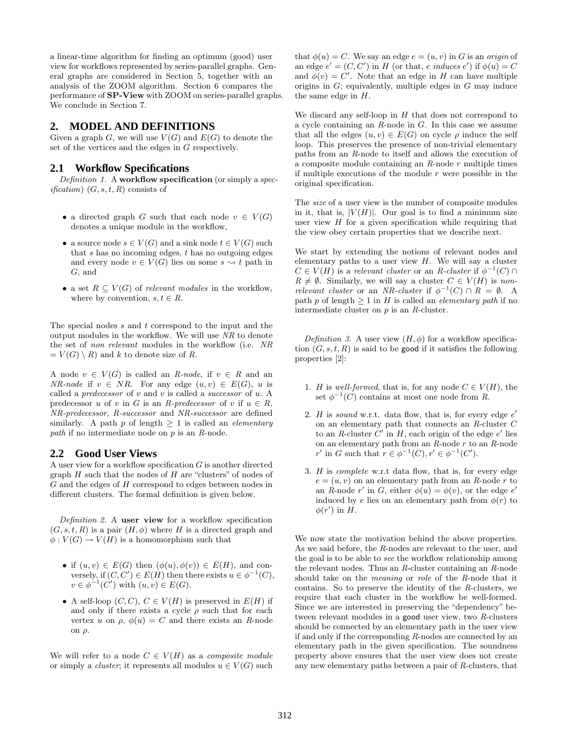a linear-time algorithm for finding an optimum (good) user view for workflows represented by series-parallel graphs. General graphs are considered in Section 5, together with an analysis of the ZOOM algorithm. Section 6 compares the performance of **SP-View** with ZOOM on series-parallel graphs. We conclude in Section 7.

## 2. MODEL AND DEFINITIONS

Given a graph $G$, we will use $V(G)$ and $E(G)$ to denote the set of the vertices and the edges in $G$ respectively.

### 2.1 Workflow Specifications

*Definition 1.* A **workflow specification** (or simply a *specification*) $(G, s, t, R)$ consists of

- a directed graph $G$ such that each node $v \in V(G)$ denotes a unique module in the workflow,
- a source node $s \in V(G)$ and a sink node $t \in V(G)$ such that $s$ has no incoming edges, $t$ has no outgoing edges and every node $v \in V(G)$ lies on some $s \rightsquigarrow t$ path in $G$, and
- a set $R \subseteq V(G)$ of *relevant modules* in the workflow, where by convention, $s, t \in R$.

The special nodes $s$ and $t$ correspond to the input and the output modules in the workflow. We will use *NR* to denote the set of *non relevant* modules in the workflow (i.e. *NR* $= V(G) \setminus R$) and $k$ to denote size of $R$.

A node $v \in V(G)$ is called an *R-node*, if $v \in R$ and an *NR-node* if $v \in NR$. For any edge $(u, v) \in E(G)$, $u$ is called a *predecessor* of $v$ and $v$ is called a *successor* of $u$. A predecessor $u$ of $v$ in $G$ is an *R-predecessor* of $v$ if $u \in R$. *NR-predecessor*, *R-successor* and *NR-successor* are defined similarly. A path $p$ of length $\geq 1$ is called an *elementary path* if no intermediate node on $p$ is an $R$-node.

### 2.2 Good User Views

A user view for a workflow specification $G$ is another directed graph $H$ such that the nodes of $H$ are "clusters" of nodes of $G$ and the edges of $H$ correspond to edges between nodes in different clusters. The formal definition is given below.

*Definition 2.* A **user view** for a workflow specification $(G, s, t, R)$ is a pair $(H, \phi)$ where $H$ is a directed graph and $\phi : V(G) \to V(H)$ is a homomorphism such that

- if $(u, v) \in E(G)$ then $(\phi(u), \phi(v)) \in E(H)$, and conversely, if $(C, C') \in E(H)$ then there exists $u \in \phi^{-1}(C)$, $v \in \phi^{-1}(C')$ with $(u, v) \in E(G)$.
- A self-loop $(C, C)$, $C \in V(H)$ is preserved in $E(H)$ if and only if there exists a cycle $\rho$ such that for each vertex $u$ on $\rho$, $\phi(u) = C$ and there exists an $R$-node on $\rho$.

We will refer to a node $C \in V(H)$ as a *composite module* or simply a *cluster*; it represents all modules $u \in V(G)$ such that $\phi(u) = C$. We say an edge $e = (u, v)$ in $G$ is an *origin* of an edge $e' = (C, C')$ in $H$ (or that, $e$ *induces* $e'$) if $\phi(u) = C$ and $\phi(v) = C'$. Note that an edge in $H$ can have multiple origins in $G$; equivalently, multiple edges in $G$ may induce the same edge in $H$.

We discard any self-loop in $H$ that does not correspond to a cycle containing an $R$-node in $G$. In this case we assume that all the edges $(u, v) \in E(G)$ on cycle $\rho$ induce the self loop. This preserves the presence of non-trivial elementary paths from an $R$-node to itself and allows the execution of a composite module containing an $R$-node $r$ multiple times if multiple executions of the module $r$ were possible in the original specification.

The *size* of a user view is the number of composite modules in it, that is, $|V(H)|$. Our goal is to find a minimum size user view $H$ for a given specification while requiring that the view obey certain properties that we describe next.

We start by extending the notions of relevant nodes and elementary paths to a user view $H$. We will say a cluster $C \in V(H)$ is a *relevant cluster* or an *R-cluster* if $\phi^{-1}(C) \cap R \neq \emptyset$. Similarly, we will say a cluster $C \in V(H)$ is *non-relevant cluster* or an *NR-cluster* if $\phi^{-1}(C) \cap R = \emptyset$. A path $p$ of length $\geq 1$ in $H$ is called an *elementary path* if no intermediate cluster on $p$ is an $R$-cluster.

*Definition 3.* A user view $(H, \phi)$ for a workflow specification $(G, s, t, R)$ is said to be good if it satisfies the following properties [2]:

1. $H$ is *well-formed*, that is, for any node $C \in V(H)$, the set $\phi^{-1}(C)$ contains at most one node from $R$.
2. $H$ is *sound* w.r.t. data flow, that is, for every edge $e'$ on an elementary path that connects an $R$-cluster $C$ to an $R$-cluster $C'$ in $H$, each origin of the edge $e'$ lies on an elementary path from an $R$-node $r$ to an $R$-node $r'$ in $G$ such that $r \in \phi^{-1}(C), r' \in \phi^{-1}(C')$.
3. $H$ is *complete* w.r.t data flow, that is, for every edge $e = (u, v)$ on an elementary path from an $R$-node $r$ to an $R$-node $r'$ in $G$, either $\phi(u) = \phi(v)$, or the edge $e'$ induced by $e$ lies on an elementary path from $\phi(r)$ to $\phi(r')$ in $H$.

We now state the motivation behind the above properties. As we said before, the $R$-nodes are relevant to the user, and the goal is to be able to *see* the workflow relationship among the relevant nodes. Thus an $R$-cluster containing an $R$-node should take on the *meaning* or *role* of the $R$-node that it contains. So to preserve the identity of the $R$-clusters, we require that each cluster in the workflow be well-formed. Since we are interested in preserving the "dependency" between relevant modules in a good user view, two $R$-clusters should be connected by an elementary path in the user view if and only if the corresponding $R$-nodes are connected by an elementary path in the given specification. The soundness property above ensures that the user view does not create any new elementary paths between a pair of $R$-clusters, that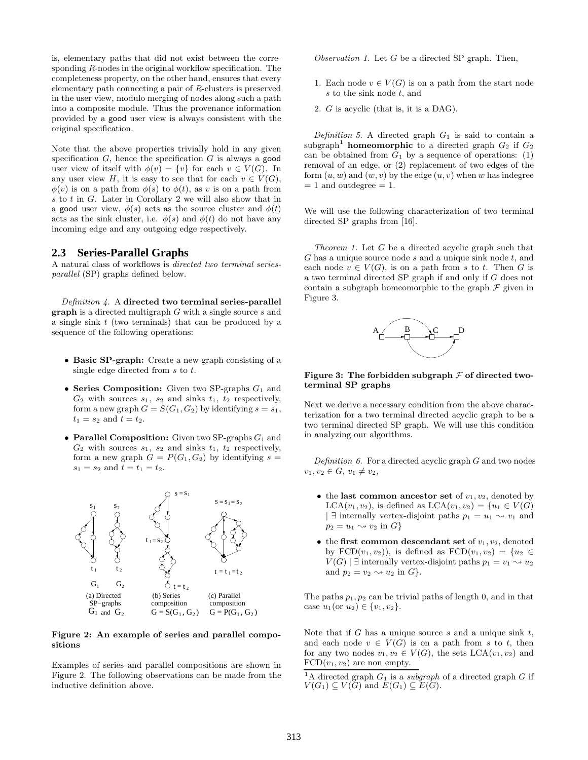is, elementary paths that did not exist between the corresponding $R$-nodes in the original workflow specification. The completeness property, on the other hand, ensures that every elementary path connecting a pair of $R$-clusters is preserved in the user view, modulo merging of nodes along such a path into a composite module. Thus the provenance information provided by a good user view is always consistent with the original specification.

Note that the above properties trivially hold in any given specification $G$, hence the specification $G$ is always a good user view of itself with $\phi(v) = \{v\}$ for each $v \in V(G)$. In any user view $H$, it is easy to see that for each $v \in V(G)$, $\phi(v)$ is on a path from $\phi(s)$ to $\phi(t)$, as $v$ is on a path from $s$ to $t$ in $G$. Later in Corollary 2 we will also show that in a good user view, $\phi(s)$ acts as the source cluster and $\phi(t)$ acts as the sink cluster, i.e. $\phi(s)$ and $\phi(t)$ do not have any incoming edge and any outgoing edge respectively.

## 2.3 Series-Parallel Graphs

A natural class of workflows is *directed two terminal series-parallel* (SP) graphs defined below.

*Definition 4.* A **directed two terminal series-parallel graph** is a directed multigraph $G$ with a single source $s$ and a single sink $t$ (two terminals) that can be produced by a sequence of the following operations:

- **Basic SP-graph:** Create a new graph consisting of a single edge directed from $s$ to $t$.
- **Series Composition:** Given two SP-graphs $G_1$ and $G_2$ with sources $s_1$, $s_2$ and sinks $t_1$, $t_2$ respectively, form a new graph $G = S(G_1, G_2)$ by identifying $s = s_1$, $t_1 = s_2$ and $t = t_2$.
- **Parallel Composition:** Given two SP-graphs $G_1$ and $G_2$ with sources $s_1$, $s_2$ and sinks $t_1$, $t_2$ respectively, form a new graph $G = P(G_1, G_2)$ by identifying $s = s_1 = s_2$ and $t = t_1 = t_2$.

**Figure 2: An example of series and parallel compositions**

Examples of series and parallel compositions are shown in Figure 2. The following observations can be made from the inductive definition above.

*Observation 1.* Let $G$ be a directed SP graph. Then,

1. Each node $v \in V(G)$ is on a path from the start node $s$ to the sink node $t$, and
2. $G$ is acyclic (that is, it is a DAG).

*Definition 5.* A directed graph $G_1$ is said to contain a subgraph[1] **homeomorphic** to a directed graph $G_2$ if $G_2$ can be obtained from $G_1$ by a sequence of operations: (1) removal of an edge, or (2) replacement of two edges of the form $(u, w)$ and $(w, v)$ by the edge $(u, v)$ when $w$ has indegree $= 1$ and outdegree $= 1$.

We will use the following characterization of two terminal directed SP graphs from [16].

*Theorem 1.* Let $G$ be a directed acyclic graph such that $G$ has a unique source node $s$ and a unique sink node $t$, and each node $v \in V(G)$, is on a path from $s$ to $t$. Then $G$ is a two terminal directed SP graph if and only if $G$ does not contain a subgraph homeomorphic to the graph $\mathcal{F}$ given in Figure 3.

**Figure 3: The forbidden subgraph $\mathcal{F}$ of directed two-terminal SP graphs**

Next we derive a necessary condition from the above characterization for a two terminal directed acyclic graph to be a two terminal directed SP graph. We will use this condition in analyzing our algorithms.

*Definition 6.* For a directed acyclic graph $G$ and two nodes $v_1, v_2 \in G$, $v_1 \neq v_2$,

- the **last common ancestor set** of $v_1, v_2$, denoted by $\mathrm{LCA}(v_1, v_2)$, is defined as $\mathrm{LCA}(v_1, v_2) = \{u_1 \in V(G) \mid \exists$ internally vertex-disjoint paths $p_1 = u_1 \rightsquigarrow v_1$ and $p_2 = u_1 \rightsquigarrow v_2$ in $G\}$
- the **first common descendant set** of $v_1, v_2$, denoted by $\mathrm{FCD}(v_1, v_2)$), is defined as $\mathrm{FCD}(v_1, v_2) = \{u_2 \in V(G) \mid \exists$ internally vertex-disjoint paths $p_1 = v_1 \rightsquigarrow u_2$ and $p_2 = v_2 \rightsquigarrow u_2$ in $G\}$.

The paths $p_1, p_2$ can be trivial paths of length 0, and in that case $u_1$(or $u_2$) $\in \{v_1, v_2\}$.

Note that if $G$ has a unique source $s$ and a unique sink $t$, and each node $v \in V(G)$ is on a path from $s$ to $t$, then for any two nodes $v_1, v_2 \in V(G)$, the sets $\mathrm{LCA}(v_1, v_2)$ and $\mathrm{FCD}(v_1, v_2)$ are non empty.

[1] A directed graph $G_1$ is a *subgraph* of a directed graph $G$ if $V(G_1) \subseteq V(G)$ and $E(G_1) \subseteq E(G)$.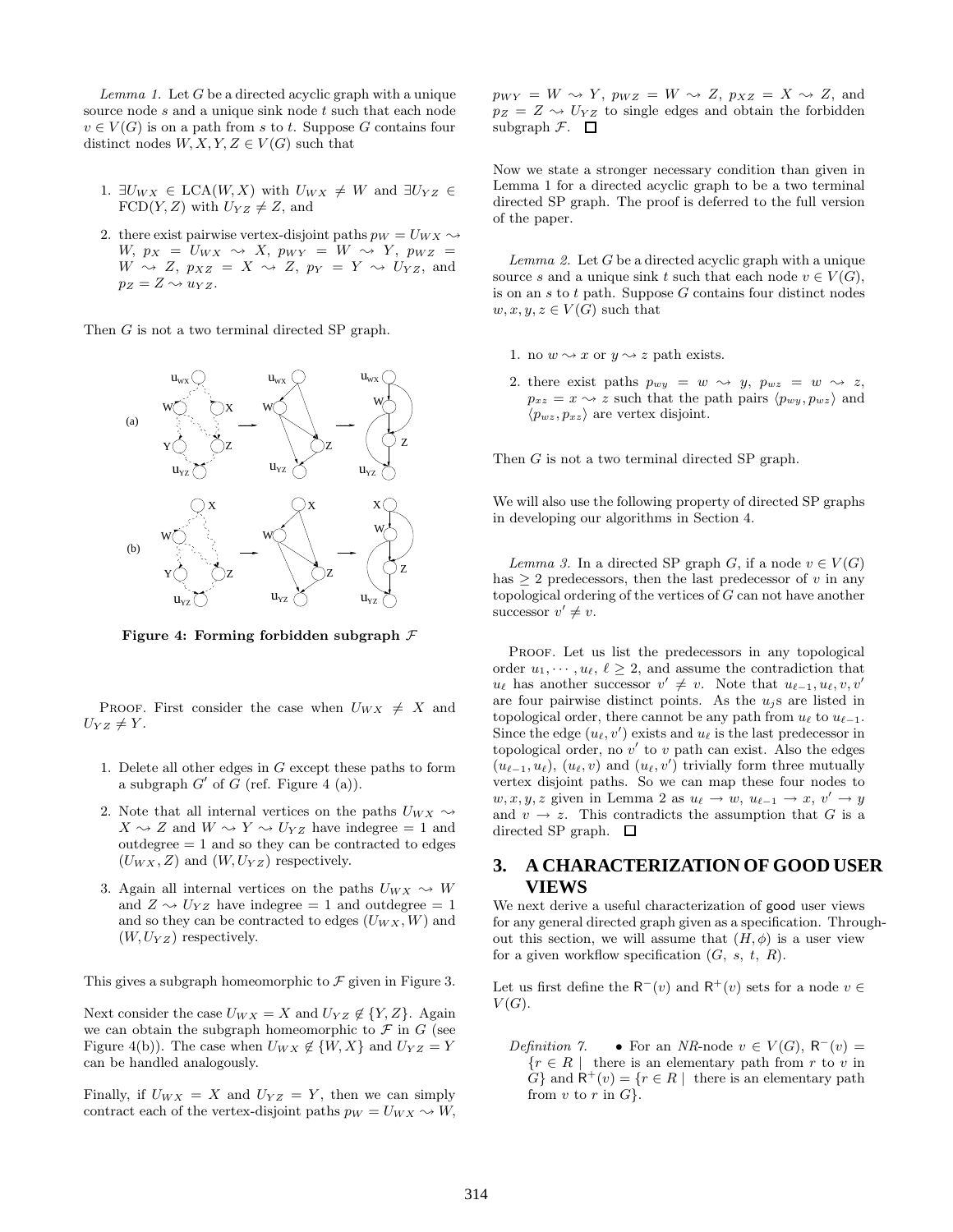*Lemma 1.* Let $G$ be a directed acyclic graph with a unique source node $s$ and a unique sink node $t$ such that each node $v \in V(G)$ is on a path from $s$ to $t$. Suppose $G$ contains four distinct nodes $W, X, Y, Z \in V(G)$ such that

1. $\exists U_{WX} \in \text{LCA}(W, X)$ with $U_{WX} \neq W$ and $\exists U_{YZ} \in \text{FCD}(Y, Z)$ with $U_{YZ} \neq Z$, and
2. there exist pairwise vertex-disjoint paths $p_W = U_{WX} \rightsquigarrow W$, $p_X = U_{WX} \rightsquigarrow X$, $p_{WY} = W \rightsquigarrow Y$, $p_{WZ} = W \rightsquigarrow Z$, $p_{XZ} = X \rightsquigarrow Z$, $p_Y = Y \rightsquigarrow U_{YZ}$, and $p_Z = Z \rightsquigarrow u_{YZ}$.

Then $G$ is not a two terminal directed SP graph.

**Figure 4: Forming forbidden subgraph $\mathcal{F}$**

Proof. First consider the case when $U_{WX} \neq X$ and $U_{YZ} \neq Y$.

1. Delete all other edges in $G$ except these paths to form a subgraph $G'$ of $G$ (ref. Figure 4 (a)).
2. Note that all internal vertices on the paths $U_{WX} \rightsquigarrow X \rightsquigarrow Z$ and $W \rightsquigarrow Y \rightsquigarrow U_{YZ}$ have indegree = 1 and outdegree = 1 and so they can be contracted to edges $(U_{WX}, Z)$ and $(W, U_{YZ})$ respectively.
3. Again all internal vertices on the paths $U_{WX} \rightsquigarrow W$ and $Z \rightsquigarrow U_{YZ}$ have indegree = 1 and outdegree = 1 and so they can be contracted to edges $(U_{WX}, W)$ and $(W, U_{YZ})$ respectively.

This gives a subgraph homeomorphic to $\mathcal{F}$ given in Figure 3.

Next consider the case $U_{WX} = X$ and $U_{YZ} \notin \{Y, Z\}$. Again we can obtain the subgraph homeomorphic to $\mathcal{F}$ in $G$ (see Figure 4(b)). The case when $U_{WX} \notin \{W, X\}$ and $U_{YZ} = Y$ can be handled analogously.

Finally, if $U_{WX} = X$ and $U_{YZ} = Y$, then we can simply contract each of the vertex-disjoint paths $p_W = U_{WX} \rightsquigarrow W$, $p_{WY} = W \rightsquigarrow Y$, $p_{WZ} = W \rightsquigarrow Z$, $p_{XZ} = X \rightsquigarrow Z$, and $p_Z = Z \rightsquigarrow U_{YZ}$ to single edges and obtain the forbidden subgraph $\mathcal{F}$. □

Now we state a stronger necessary condition than given in Lemma 1 for a directed acyclic graph to be a two terminal directed SP graph. The proof is deferred to the full version of the paper.

*Lemma 2.* Let $G$ be a directed acyclic graph with a unique source $s$ and a unique sink $t$ such that each node $v \in V(G)$, is on an $s$ to $t$ path. Suppose $G$ contains four distinct nodes $w, x, y, z \in V(G)$ such that

1. no $w \rightsquigarrow x$ or $y \rightsquigarrow z$ path exists.
2. there exist paths $p_{wy} = w \rightsquigarrow y$, $p_{wz} = w \rightsquigarrow z$, $p_{xz} = x \rightsquigarrow z$ such that the path pairs $\langle p_{wy}, p_{wz}\rangle$ and $\langle p_{wz}, p_{xz}\rangle$ are vertex disjoint.

Then $G$ is not a two terminal directed SP graph.

We will also use the following property of directed SP graphs in developing our algorithms in Section 4.

*Lemma 3.* In a directed SP graph $G$, if a node $v \in V(G)$ has $\geq 2$ predecessors, then the last predecessor of $v$ in any topological ordering of the vertices of $G$ can not have another successor $v' \neq v$.

Proof. Let us list the predecessors in any topological order $u_1, \cdots, u_\ell$, $\ell \geq 2$, and assume the contradiction that $u_\ell$ has another successor $v' \neq v$. Note that $u_{\ell-1}, u_\ell, v, v'$ are four pairwise distinct points. As the $u_j$s are listed in topological order, there cannot be any path from $u_\ell$ to $u_{\ell-1}$. Since the edge $(u_\ell, v')$ exists and $u_\ell$ is the last predecessor in topological order, no $v'$ to $v$ path can exist. Also the edges $(u_{\ell-1}, u_\ell)$, $(u_\ell, v)$ and $(u_\ell, v')$ trivially form three mutually vertex disjoint paths. So we can map these four nodes to $w, x, y, z$ given in Lemma 2 as $u_\ell \rightarrow w$, $u_{\ell-1} \rightarrow x$, $v' \rightarrow y$ and $v \rightarrow z$. This contradicts the assumption that $G$ is a directed SP graph. □

## 3. A CHARACTERIZATION OF GOOD USER VIEWS

We next derive a useful characterization of good user views for any general directed graph given as a specification. Throughout this section, we will assume that $(H, \phi)$ is a user view for a given workflow specification $(G, s, t, R)$.

Let us first define the $\mathsf{R}^-(v)$ and $\mathsf{R}^+(v)$ sets for a node $v \in V(G)$.

*Definition 7.* • For an *NR*-node $v \in V(G)$, $\mathsf{R}^-(v) = \{r \in R \mid$ there is an elementary path from $r$ to $v$ in $G\}$ and $\mathsf{R}^+(v) = \{r \in R \mid$ there is an elementary path from $v$ to $r$ in $G\}$.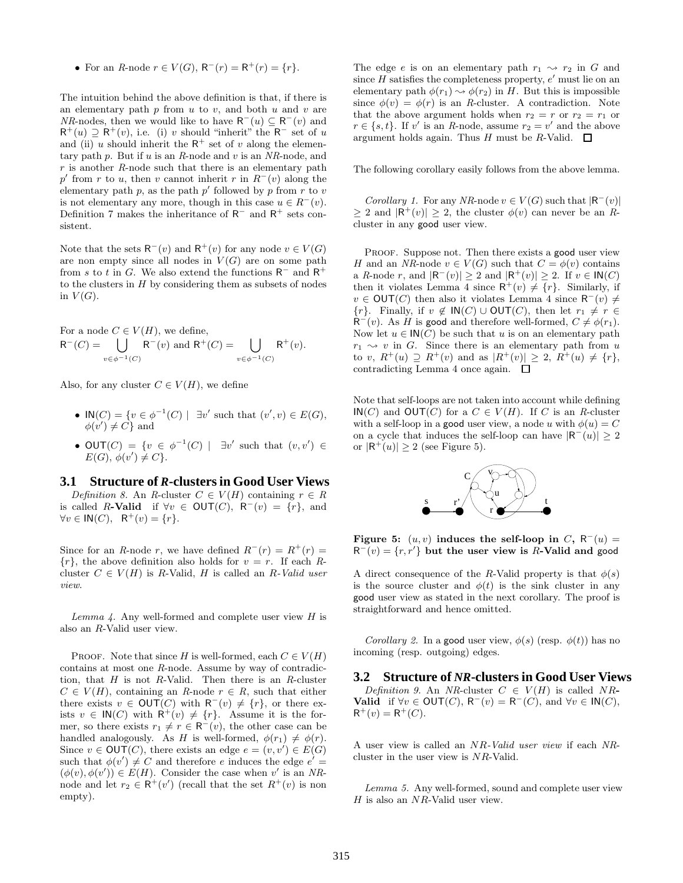- For an $R$-node $r \in V(G)$, $\mathsf{R}^-(r) = \mathsf{R}^+(r) = \{r\}$.

The intuition behind the above definition is that, if there is an elementary path $p$ from $u$ to $v$, and both $u$ and $v$ are $NR$-nodes, then we would like to have $\mathsf{R}^-(u) \subseteq \mathsf{R}^-(v)$ and $\mathsf{R}^+(u) \supseteq \mathsf{R}^+(v)$, i.e. (i) $v$ should "inherit" the $\mathsf{R}^-$ set of $u$ and (ii) $u$ should inherit the $\mathsf{R}^+$ set of $v$ along the elementary path $p$. But if $u$ is an $R$-node and $v$ is an $NR$-node, and $r$ is another $R$-node such that there is an elementary path $p'$ from $r$ to $u$, then $v$ cannot inherit $r$ in $R^-(v)$ along the elementary path $p$, as the path $p'$ followed by $p$ from $r$ to $v$ is not elementary any more, though in this case $u \in R^-(v)$. Definition 7 makes the inheritance of $\mathsf{R}^-$ and $\mathsf{R}^+$ sets consistent.

Note that the sets $\mathsf{R}^-(v)$ and $\mathsf{R}^+(v)$ for any node $v \in V(G)$ are non empty since all nodes in $V(G)$ are on some path from $s$ to $t$ in $G$. We also extend the functions $\mathsf{R}^-$ and $\mathsf{R}^+$ to the clusters in $H$ by considering them as subsets of nodes in $V(G)$.

For a node $C \in V(H)$, we define,
$\mathsf{R}^-(C) = \bigcup_{v \in \phi^{-1}(C)} \mathsf{R}^-(v)$ and $\mathsf{R}^+(C) = \bigcup_{v \in \phi^{-1}(C)} \mathsf{R}^+(v)$.

Also, for any cluster $C \in V(H)$, we define

- $\mathsf{IN}(C) = \{v \in \phi^{-1}(C) \mid \exists v'$ such that $(v', v) \in E(G)$, $\phi(v') \neq C\}$ and
- $\mathsf{OUT}(C) = \{v \in \phi^{-1}(C) \mid \exists v'$ such that $(v, v') \in E(G)$, $\phi(v') \neq C\}$.

### 3.1 Structure of *R*-clusters in Good User Views

*Definition 8.* An $R$-cluster $C \in V(H)$ containing $r \in R$ is called $R$-**Valid** if $\forall v \in \mathsf{OUT}(C)$, $\mathsf{R}^-(v) = \{r\}$, and $\forall v \in \mathsf{IN}(C)$, $\mathsf{R}^+(v) = \{r\}$.

Since for an $R$-node $r$, we have defined $R^-(r) = R^+(r) = \{r\}$, the above definition also holds for $v = r$. If each $R$-cluster $C \in V(H)$ is $R$-Valid, $H$ is called an *$R$-Valid user view*.

*Lemma 4.* Any well-formed and complete user view $H$ is also an $R$-Valid user view.

Proof. Note that since $H$ is well-formed, each $C \in V(H)$ contains at most one $R$-node. Assume by way of contradiction, that $H$ is not $R$-Valid. Then there is an $R$-cluster $C \in V(H)$, containing an $R$-node $r \in R$, such that either there exists $v \in \mathsf{OUT}(C)$ with $\mathsf{R}^-(v) \neq \{r\}$, or there exists $v \in \mathsf{IN}(C)$ with $\mathsf{R}^+(v) \neq \{r\}$. Assume it is the former, so there exists $r_1 \neq r \in \mathsf{R}^-(v)$, the other case can be handled analogously. As $H$ is well-formed, $\phi(r_1) \neq \phi(r)$. Since $v \in \mathsf{OUT}(C)$, there exists an edge $e = (v, v') \in E(G)$ such that $\phi(v') \neq C$ and therefore $e$ induces the edge $e' = (\phi(v), \phi(v')) \in E(H)$. Consider the case when $v'$ is an $NR$-node and let $r_2 \in \mathsf{R}^+(v')$ (recall that the set $R^+(v)$ is non empty).

The edge $e$ is on an elementary path $r_1 \rightsquigarrow r_2$ in $G$ and since $H$ satisfies the completeness property, $e'$ must lie on an elementary path $\phi(r_1) \rightsquigarrow \phi(r_2)$ in $H$. But this is impossible since $\phi(v) = \phi(r)$ is an $R$-cluster. A contradiction. Note that the above argument holds when $r_2 = r$ or $r_2 = r_1$ or $r \in \{s, t\}$. If $v'$ is an $R$-node, assume $r_2 = v'$ and the above argument holds again. Thus $H$ must be $R$-Valid. $\square$

The following corollary easily follows from the above lemma.

*Corollary 1.* For any $NR$-node $v \in V(G)$ such that $|\mathsf{R}^-(v)| \geq 2$ and $|\mathsf{R}^+(v)| \geq 2$, the cluster $\phi(v)$ can never be an $R$-cluster in any good user view.

Proof. Suppose not. Then there exists a good user view $H$ and an $NR$-node $v \in V(G)$ such that $C = \phi(v)$ contains a $R$-node $r$, and $|\mathsf{R}^-(v)| \geq 2$ and $|\mathsf{R}^+(v)| \geq 2$. If $v \in \mathsf{IN}(C)$ then it violates Lemma 4 since $\mathsf{R}^+(v) \neq \{r\}$. Similarly, if $v \in \mathsf{OUT}(C)$ then also it violates Lemma 4 since $\mathsf{R}^-(v) \neq \{r\}$. Finally, if $v \notin \mathsf{IN}(C) \cup \mathsf{OUT}(C)$, then let $r_1 \neq r \in \mathsf{R}^-(v)$. As $H$ is good and therefore well-formed, $C \neq \phi(r_1)$. Now let $u \in \mathsf{IN}(C)$ be such that $u$ is on an elementary path $r_1 \rightsquigarrow v$ in $G$. Since there is an elementary path from $u$ to $v$, $R^+(u) \supseteq R^+(v)$ and as $|R^+(v)| \geq 2$, $R^+(u) \neq \{r\}$, contradicting Lemma 4 once again. $\square$

Note that self-loops are not taken into account while defining $\mathsf{IN}(C)$ and $\mathsf{OUT}(C)$ for a $C \in V(H)$. If $C$ is an $R$-cluster with a self-loop in a good user view, a node $u$ with $\phi(u) = C$ on a cycle that induces the self-loop can have $|\mathsf{R}^-(u)| \geq 2$ or $|\mathsf{R}^+(u)| \geq 2$ (see Figure 5).

**Figure 5: $(u, v)$ induces the self-loop in $C$, $\mathsf{R}^-(u) = \mathsf{R}^-(v) = \{r, r'\}$ but the user view is $R$-Valid and good**

A direct consequence of the $R$-Valid property is that $\phi(s)$ is the source cluster and $\phi(t)$ is the sink cluster in any good user view as stated in the next corollary. The proof is straightforward and hence omitted.

*Corollary 2.* In a good user view, $\phi(s)$ (resp. $\phi(t)$) has no incoming (resp. outgoing) edges.

### 3.2 Structure of *NR*-clusters in Good User Views

*Definition 9.* An $NR$-cluster $C \in V(H)$ is called $NR$-**Valid** if $\forall v \in \mathsf{OUT}(C)$, $\mathsf{R}^-(v) = \mathsf{R}^-(C)$, and $\forall v \in \mathsf{IN}(C)$, $\mathsf{R}^+(v) = \mathsf{R}^+(C)$.

A user view is called an *$NR$-Valid user view* if each $NR$-cluster in the user view is $NR$-Valid.

*Lemma 5.* Any well-formed, sound and complete user view $H$ is also an $NR$-Valid user view.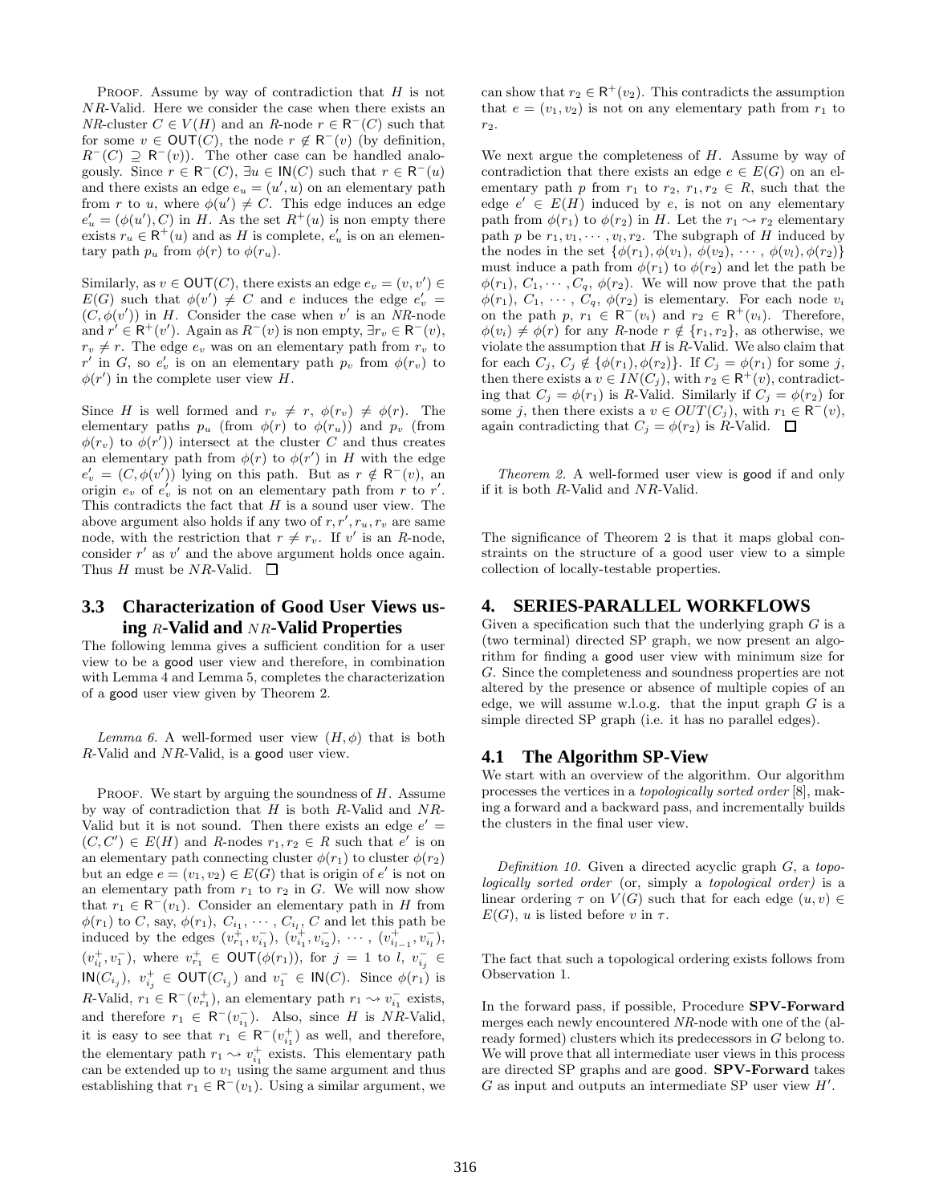PROOF. Assume by way of contradiction that $H$ is not $NR$-Valid. Here we consider the case when there exists an $NR$-cluster $C \in V(H)$ and an $R$-node $r \in \mathsf{R}^-(C)$ such that for some $v \in \mathsf{OUT}(C)$, the node $r \notin \mathsf{R}^-(v)$ (by definition, $R^-(C) \supseteq \mathsf{R}^-(v)$). The other case can be handled analogously. Since $r \in \mathsf{R}^-(C)$, $\exists u \in \mathsf{IN}(C)$ such that $r \in \mathsf{R}^-(u)$ and there exists an edge $e_u = (u', u)$ on an elementary path from $r$ to $u$, where $\phi(u') \neq C$. This edge induces an edge $e'_u = (\phi(u'), C)$ in $H$. As the set $R^+(u)$ is non empty there exists $r_u \in \mathsf{R}^+(u)$ and as $H$ is complete, $e'_u$ is on an elementary path $p_u$ from $\phi(r)$ to $\phi(r_u)$.

Similarly, as $v \in \mathsf{OUT}(C)$, there exists an edge $e_v = (v, v') \in E(G)$ such that $\phi(v') \neq C$ and $e$ induces the edge $e'_v = (C, \phi(v'))$ in $H$. Consider the case when $v'$ is an $NR$-node and $r' \in \mathsf{R}^+(v')$. Again as $R^-(v)$ is non empty, $\exists r_v \in \mathsf{R}^-(v)$, $r_v \neq r$. The edge $e_v$ was on an elementary path from $r_v$ to $r'$ in $G$, so $e'_v$ is on an elementary path $p_v$ from $\phi(r_v)$ to $\phi(r')$ in the complete user view $H$.

Since $H$ is well formed and $r_v \neq r$, $\phi(r_v) \neq \phi(r)$. The elementary paths $p_u$ (from $\phi(r)$ to $\phi(r_u)$) and $p_v$ (from $\phi(r_v)$ to $\phi(r')$) intersect at the cluster $C$ and thus creates an elementary path from $\phi(r)$ to $\phi(r')$ in $H$ with the edge $e'_v = (C, \phi(v'))$ lying on this path. But as $r \notin \mathsf{R}^-(v)$, an origin $e_v$ of $e'_v$ is not on an elementary path from $r$ to $r'$. This contradicts the fact that $H$ is a sound user view. The above argument also holds if any two of $r, r', r_u, r_v$ are same node, with the restriction that $r \neq r_v$. If $v'$ is an $R$-node, consider $r'$ as $v'$ and the above argument holds once again. Thus $H$ must be $NR$-Valid. □

### 3.3 Characterization of Good User Views using $R$-Valid and $NR$-Valid Properties

The following lemma gives a sufficient condition for a user view to be a good user view and therefore, in combination with Lemma 4 and Lemma 5, completes the characterization of a good user view given by Theorem 2.

*Lemma 6.* A well-formed user view $(H, \phi)$ that is both $R$-Valid and $NR$-Valid, is a good user view.

PROOF. We start by arguing the soundness of $H$. Assume by way of contradiction that $H$ is both $R$-Valid and $NR$-Valid but it is not sound. Then there exists an edge $e' = (C, C') \in E(H)$ and $R$-nodes $r_1, r_2 \in R$ such that $e'$ is on an elementary path connecting cluster $\phi(r_1)$ to cluster $\phi(r_2)$ but an edge $e = (v_1, v_2) \in E(G)$ that is origin of $e'$ is not on an elementary path from $r_1$ to $r_2$ in $G$. We will now show that $r_1 \in \mathsf{R}^-(v_1)$. Consider an elementary path in $H$ from $\phi(r_1)$ to $C$, say, $\phi(r_1)$, $C_{i_1}, \cdots, C_{i_l}, C$ and let this path be induced by the edges $(v^+_{r_1}, v^-_{i_1})$, $(v^+_{i_1}, v^-_{i_2})$, $\cdots$, $(v^+_{i_{l-1}}, v^-_{i_l})$, $(v^+_{i_l}, v^-_1)$, where $v^+_{r_1} \in \mathsf{OUT}(\phi(r_1))$, for $j = 1$ to $l$, $v^-_{i_j} \in \mathsf{IN}(C_{i_j})$, $v^+_{i_j} \in \mathsf{OUT}(C_{i_j})$ and $v^-_1 \in \mathsf{IN}(C)$. Since $\phi(r_1)$ is $R$-Valid, $r_1 \in \mathsf{R}^-(v^+_{r_1})$, an elementary path $r_1 \rightsquigarrow v^-_{i_1}$ exists, and therefore $r_1 \in \mathsf{R}^-(v^-_{i_1})$. Also, since $H$ is $NR$-Valid, it is easy to see that $r_1 \in \mathsf{R}^-(v^+_{i_1})$ as well, and therefore, the elementary path $r_1 \rightsquigarrow v^+_{i_1}$ exists. This elementary path can be extended up to $v_1$ using the same argument and thus establishing that $r_1 \in \mathsf{R}^-(v_1)$. Using a similar argument, we can show that $r_2 \in \mathsf{R}^+(v_2)$. This contradicts the assumption that $e = (v_1, v_2)$ is not on any elementary path from $r_1$ to $r_2$.

We next argue the completeness of $H$. Assume by way of contradiction that there exists an edge $e \in E(G)$ on an elementary path from $r_1$ to $r_2$, $r_1, r_2 \in R$, such that the edge $e' \in E(H)$ induced by $e$, is not on any elementary path from $\phi(r_1)$ to $\phi(r_2)$ in $H$. Let the $r_1 \rightsquigarrow r_2$ elementary path $p$ be $r_1, v_1, \cdots, v_l, r_2$. The subgraph of $H$ induced by the nodes in the set $\{\phi(r_1), \phi(v_1), \phi(v_2), \cdots, \phi(v_l), \phi(r_2)\}$ must induce a path from $\phi(r_1)$ to $\phi(r_2)$ and let the path be $\phi(r_1)$, $C_1, \cdots, C_q$, $\phi(r_2)$. We will now prove that the path $\phi(r_1)$, $C_1$, $\cdots$, $C_q$, $\phi(r_2)$ is elementary. For each node $v_i$ on the path $p$, $r_1 \in \mathsf{R}^-(v_i)$ and $r_2 \in \mathsf{R}^+(v_i)$. Therefore, $\phi(v_i) \neq \phi(r)$ for any $R$-node $r \notin \{r_1, r_2\}$, as otherwise, we violate the assumption that $H$ is $R$-Valid. We also claim that for each $C_j$, $C_j \notin \{\phi(r_1), \phi(r_2)\}$. If $C_j = \phi(r_1)$ for some $j$, then there exists a $v \in IN(C_j)$, with $r_2 \in \mathsf{R}^+(v)$, contradicting that $C_j = \phi(r_1)$ is $R$-Valid. Similarly if $C_j = \phi(r_2)$ for some $j$, then there exists a $v \in OUT(C_j)$, with $r_1 \in \mathsf{R}^-(v)$, again contradicting that $C_j = \phi(r_2)$ is $R$-Valid. □

*Theorem 2.* A well-formed user view is good if and only if it is both $R$-Valid and $NR$-Valid.

The significance of Theorem 2 is that it maps global constraints on the structure of a good user view to a simple collection of locally-testable properties.

## 4. SERIES-PARALLEL WORKFLOWS

Given a specification such that the underlying graph $G$ is a (two terminal) directed SP graph, we now present an algorithm for finding a good user view with minimum size for $G$. Since the completeness and soundness properties are not altered by the presence or absence of multiple copies of an edge, we will assume w.l.o.g. that the input graph $G$ is a simple directed SP graph (i.e. it has no parallel edges).

### 4.1 The Algorithm SP-View

We start with an overview of the algorithm. Our algorithm processes the vertices in a *topologically sorted order* [8], making a forward and a backward pass, and incrementally builds the clusters in the final user view.

*Definition 10.* Given a directed acyclic graph $G$, a *topologically sorted order* (or, simply a *topological order)* is a linear ordering $\tau$ on $V(G)$ such that for each edge $(u, v) \in E(G)$, $u$ is listed before $v$ in $\tau$.

The fact that such a topological ordering exists follows from Observation 1.

In the forward pass, if possible, Procedure **SPV-Forward** merges each newly encountered $NR$-node with one of the (already formed) clusters which its predecessors in $G$ belong to. We will prove that all intermediate user views in this process are directed SP graphs and are good. **SPV-Forward** takes $G$ as input and outputs an intermediate SP user view $H'$.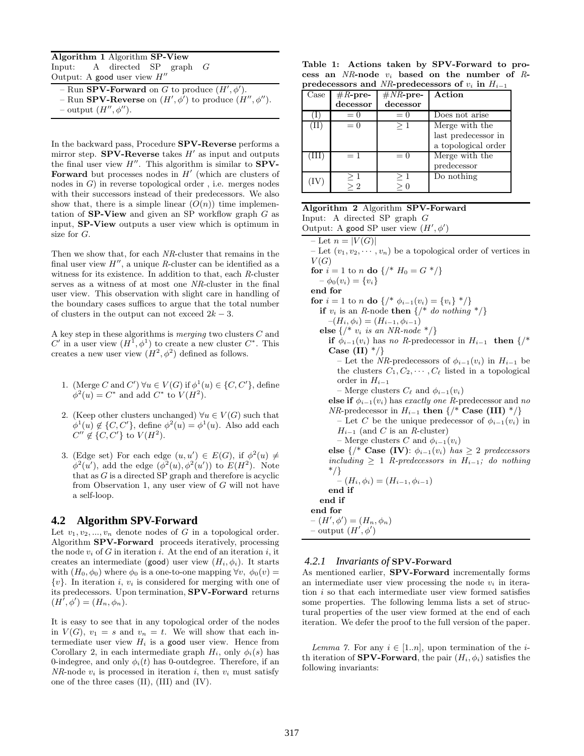**Algorithm 1** Algorithm **SP-View**

Input: A directed SP graph $G$

Output: A good user view $H''$

– Run **SPV-Forward** on $G$ to produce $(H', \phi')$.

– Run **SPV-Reverse** on $(H', \phi')$ to produce $(H'', \phi'')$.

– output $(H'', \phi'')$.

In the backward pass, Procedure **SPV-Reverse** performs a mirror step. **SPV-Reverse** takes $H'$ as input and outputs the final user view $H''$. This algorithm is similar to **SPV-Forward** but processes nodes in $H'$ (which are clusters of nodes in $G$) in reverse topological order , i.e. merges nodes with their successors instead of their predecessors. We also show that, there is a simple linear ($O(n)$) time implementation of **SP-View** and given an SP workflow graph $G$ as input, **SP-View** outputs a user view which is optimum in size for $G$.

Then we show that, for each *NR*-cluster that remains in the final user view $H''$, a unique *R*-cluster can be identified as a witness for its existence. In addition to that, each *R*-cluster serves as a witness of at most one *NR*-cluster in the final user view. This observation with slight care in handling of the boundary cases suffices to argue that the total number of clusters in the output can not exceed $2k - 3$.

A key step in these algorithms is *merging* two clusters $C$ and $C'$ in a user view $(H^1, \phi^1)$ to create a new cluster $C^*$. This creates a new user view $(H^2, \phi^2)$ defined as follows.

1. (Merge $C$ and $C'$) $\forall u \in V(G)$ if $\phi^1(u) \in \{C, C'\}$, define $\phi^2(u) = C^*$ and add $C^*$ to $V(H^2)$.

2. (Keep other clusters unchanged) $\forall u \in V(G)$ such that $\phi^1(u) \notin \{C, C'\}$, define $\phi^2(u) = \phi^1(u)$. Also add each $C'' \notin \{C, C'\}$ to $V(H^2)$.

3. (Edge set) For each edge $(u, u') \in E(G)$, if $\phi^2(u) \neq \phi^2(u')$, add the edge $(\phi^2(u), \phi^2(u'))$ to $E(H^2)$. Note that as $G$ is a directed SP graph and therefore is acyclic from Observation 1, any user view of $G$ will not have a self-loop.

## 4.2 Algorithm SPV-Forward

Let $v_1, v_2, ..., v_n$ denote nodes of $G$ in a topological order. Algorithm **SPV-Forward** proceeds iteratively, processing the node $v_i$ of $G$ in iteration $i$. At the end of an iteration $i$, it creates an intermediate (good) user view $(H_i, \phi_i)$. It starts with $(H_0, \phi_0)$ where $\phi_0$ is a one-to-one mapping $\forall v,\ \phi_0(v) = \{v\}$. In iteration $i$, $v_i$ is considered for merging with one of its predecessors. Upon termination, **SPV-Forward** returns $(H', \phi') = (H_n, \phi_n)$.

It is easy to see that in any topological order of the nodes in $V(G)$, $v_1 = s$ and $v_n = t$. We will show that each intermediate user view $H_i$ is a good user view. Hence from Corollary 2, in each intermediate graph $H_i$, only $\phi_i(s)$ has 0-indegree, and only $\phi_i(t)$ has 0-outdegree. Therefore, if an *NR*-node $v_i$ is processed in iteration $i$, then $v_i$ must satisfy one of the three cases (II), (III) and (IV).

**Table 1: Actions taken by SPV-Forward to process an *NR*-node $v_i$ based on the number of *R*-predecessors and *NR*-predecessors of $v_i$ in $H_{i-1}$**

| Case | #*R*-predecessor | #*NR*-predecessor | Action |
|---|---|---|---|
| (I) | $= 0$ | $= 0$ | Does not arise |
| (II) | $= 0$ | $\geq 1$ | Merge with the last predecessor in a topological order |
| (III) | $= 1$ | $= 0$ | Merge with the predecessor |
| (IV) | $\geq 1$<br>$\geq 2$ | $\geq 1$<br>$\geq 0$ | Do nothing |

**Algorithm 2** Algorithm **SPV-Forward**

Input: A directed SP graph $G$

Output: A good SP user view $(H', \phi')$

```
– Let n = |V(G)|
– Let (v_1, v_2, ..., v_n) be a topological order of vertices in V(G)
for i = 1 to n do {/* H_0 = G */}
  – φ_0(v_i) = {v_i}
end for
for i = 1 to n do {/* φ_{i-1}(v_i) = {v_i} */}
  if v_i is an R-node then {/* do nothing */}
    –(H_i, φ_i) = (H_{i-1}, φ_{i-1})
  else {/* v_i is an NR-node */}
    if φ_{i-1}(v_i) has no R-predecessor in H_{i-1} then {/* Case (II) */}
      – Let the NR-predecessors of φ_{i-1}(v_i) in H_{i-1} be
        the clusters C_1, C_2, ..., C_ℓ listed in a topological
        order in H_{i-1}
      – Merge clusters C_ℓ and φ_{i-1}(v_i)
    else if φ_{i-1}(v_i) has exactly one R-predecessor and no
    NR-predecessor in H_{i-1} then {/* Case (III) */}
      – Let C be the unique predecessor of φ_{i-1}(v_i) in
        H_{i-1} (and C is an R-cluster)
      – Merge clusters C and φ_{i-1}(v_i)
    else {/* Case (IV): φ_{i-1}(v_i) has ≥ 2 predecessors
    including ≥ 1 R-predecessors in H_{i-1}; do nothing */}
      – (H_i, φ_i) = (H_{i-1}, φ_{i-1})
    end if
  end if
end for
– (H', φ') = (H_n, φ_n)
– output (H', φ')
```

### 4.2.1 Invariants of SPV-Forward

As mentioned earlier, **SPV-Forward** incrementally forms an intermediate user view processing the node $v_i$ in iteration $i$ so that each intermediate user view formed satisfies some properties. The following lemma lists a set of structural properties of the user view formed at the end of each iteration. We defer the proof to the full version of the paper.

*Lemma 7.* For any $i \in [1..n]$, upon termination of the $i$-th iteration of **SPV-Forward**, the pair $(H_i, \phi_i)$ satisfies the following invariants: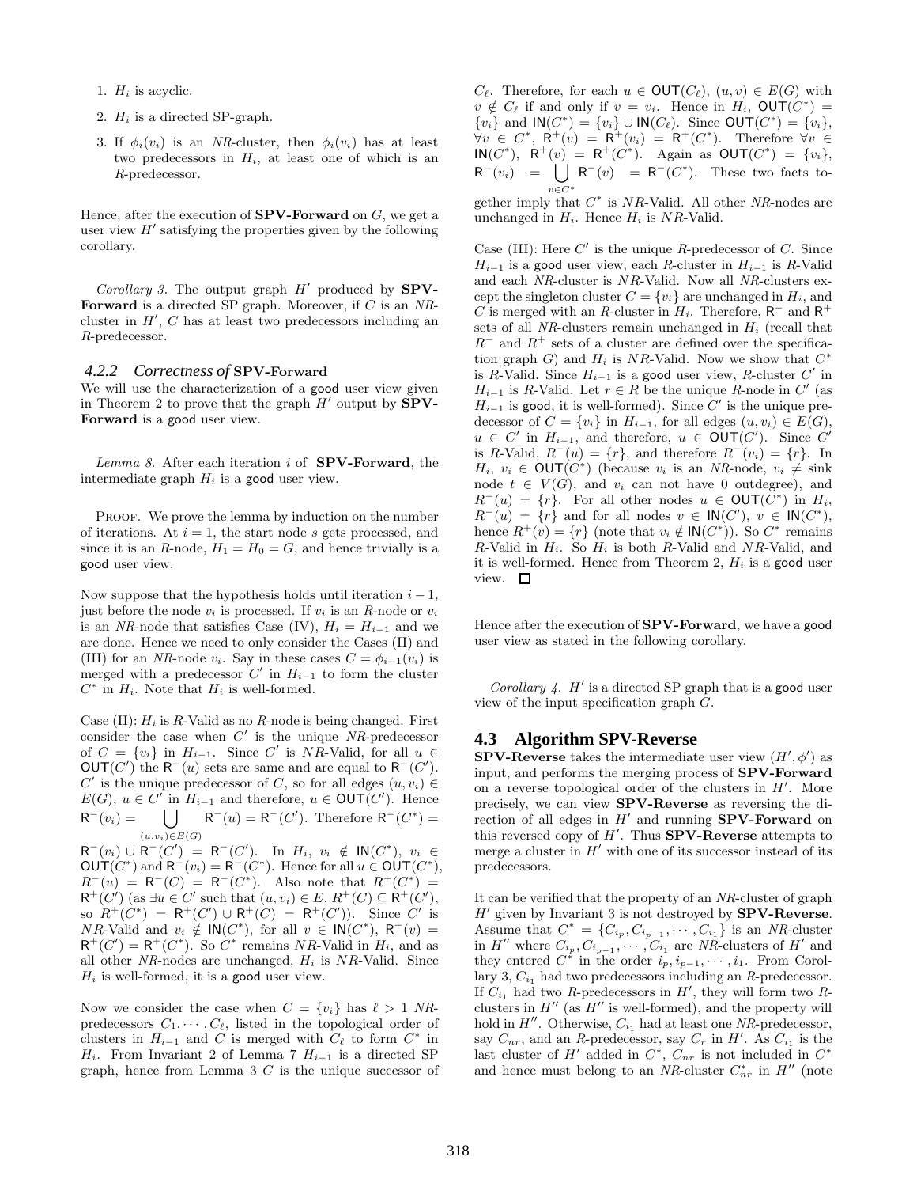1. $H_i$ is acyclic.

2. $H_i$ is a directed SP-graph.

3. If $\phi_i(v_i)$ is an *NR*-cluster, then $\phi_i(v_i)$ has at least two predecessors in $H_i$, at least one of which is an *R*-predecessor.

Hence, after the execution of **SPV-Forward** on $G$, we get a user view $H'$ satisfying the properties given by the following corollary.

*Corollary 3.* The output graph $H'$ produced by **SPV-Forward** is a directed SP graph. Moreover, if $C$ is an *NR*-cluster in $H'$, $C$ has at least two predecessors including an *R*-predecessor.

### 4.2.2 Correctness of SPV-Forward

We will use the characterization of a good user view given in Theorem 2 to prove that the graph $H'$ output by **SPV-Forward** is a good user view.

*Lemma 8.* After each iteration $i$ of **SPV-Forward**, the intermediate graph $H_i$ is a good user view.

Proof. We prove the lemma by induction on the number of iterations. At $i = 1$, the start node $s$ gets processed, and since it is an *R*-node, $H_1 = H_0 = G$, and hence trivially is a good user view.

Now suppose that the hypothesis holds until iteration $i-1$, just before the node $v_i$ is processed. If $v_i$ is an *R*-node or $v_i$ is an *NR*-node that satisfies Case (IV), $H_i = H_{i-1}$ and we are done. Hence we need to only consider the Cases (II) and (III) for an *NR*-node $v_i$. Say in these cases $C = \phi_{i-1}(v_i)$ is merged with a predecessor $C'$ in $H_{i-1}$ to form the cluster $C^*$ in $H_i$. Note that $H_i$ is well-formed.

Case (II): $H_i$ is *R*-Valid as no *R*-node is being changed. First consider the case when $C'$ is the unique *NR*-predecessor of $C = \{v_i\}$ in $H_{i-1}$. Since $C'$ is *NR*-Valid, for all $u \in \mathsf{OUT}(C')$ the $\mathsf{R}^-(u)$ sets are same and are equal to $\mathsf{R}^-(C')$. $C'$ is the unique predecessor of $C$, so for all edges $(u, v_i) \in E(G)$, $u \in C'$ in $H_{i-1}$ and therefore, $u \in \mathsf{OUT}(C')$. Hence $\mathsf{R}^-(v_i) = \bigcup_{(u,v_i)\in E(G)} \mathsf{R}^-(u) = \mathsf{R}^-(C')$. Therefore $\mathsf{R}^-(C^*) = \mathsf{R}^-(v_i) \cup \mathsf{R}^-(C') = \mathsf{R}^-(C')$. In $H_i$, $v_i \notin \mathsf{IN}(C^*)$, $v_i \in \mathsf{OUT}(C^*)$ and $\mathsf{R}^-(v_i) = \mathsf{R}^-(C^*)$. Hence for all $u \in \mathsf{OUT}(C^*)$, $R^-(u) = \mathsf{R}^-(C) = \mathsf{R}^-(C^*)$. Also note that $R^+(C^*) = \mathsf{R}^+(C')$ (as $\exists u \in C'$ such that $(u, v_i) \in E$, $R^+(C) \subseteq \mathsf{R}^+(C')$, so $R^+(C^*) = \mathsf{R}^+(C') \cup \mathsf{R}^+(C) = \mathsf{R}^+(C')$). Since $C'$ is *NR*-Valid and $v_i \notin \mathsf{IN}(C^*)$, for all $v \in \mathsf{IN}(C^*)$, $\mathsf{R}^+(v) = \mathsf{R}^+(C') = \mathsf{R}^+(C^*)$. So $C^*$ remains *NR*-Valid in $H_i$, and as all other *NR*-nodes are unchanged, $H_i$ is *NR*-Valid. Since $H_i$ is well-formed, it is a good user view.

Now we consider the case when $C = \{v_i\}$ has $\ell > 1$ *NR*-predecessors $C_1, \cdots, C_\ell$, listed in the topological order of clusters in $H_{i-1}$ and $C$ is merged with $C_\ell$ to form $C^*$ in $H_i$. From Invariant 2 of Lemma 7 $H_{i-1}$ is a directed SP graph, hence from Lemma 3 $C$ is the unique successor of $C_\ell$. Therefore, for each $u \in \mathsf{OUT}(C_\ell)$, $(u, v) \in E(G)$ with $v \notin C_\ell$ if and only if $v = v_i$. Hence in $H_i$, $\mathsf{OUT}(C^*) = \{v_i\}$ and $\mathsf{IN}(C^*) = \{v_i\} \cup \mathsf{IN}(C_\ell)$. Since $\mathsf{OUT}(C^*) = \{v_i\}$, $\forall v \in C^*$, $\mathsf{R}^+(v) = \mathsf{R}^+(v_i) = \mathsf{R}^+(C^*)$. Therefore $\forall v \in \mathsf{IN}(C^*)$, $\mathsf{R}^+(v) = \mathsf{R}^+(C^*)$. Again as $\mathsf{OUT}(C^*) = \{v_i\}$, $\mathsf{R}^-(v_i) = \bigcup_{v\in C^*} \mathsf{R}^-(v) = \mathsf{R}^-(C^*)$. These two facts together imply that $C^*$ is *NR*-Valid. All other *NR*-nodes are unchanged in $H_i$. Hence $H_i$ is *NR*-Valid.

Case (III): Here $C'$ is the unique *R*-predecessor of $C$. Since $H_{i-1}$ is a good user view, each *R*-cluster in $H_{i-1}$ is *R*-Valid and each *NR*-cluster is *NR*-Valid. Now all *NR*-clusters except the singleton cluster $C = \{v_i\}$ are unchanged in $H_i$, and $C$ is merged with an *R*-cluster in $H_i$. Therefore, $\mathsf{R}^-$ and $\mathsf{R}^+$ sets of all *NR*-clusters remain unchanged in $H_i$ (recall that $R^-$ and $R^+$ sets of a cluster are defined over the specification graph $G$) and $H_i$ is *NR*-Valid. Now we show that $C^*$ is *R*-Valid. Since $H_{i-1}$ is a good user view, *R*-cluster $C'$ in $H_{i-1}$ is *R*-Valid. Let $r \in R$ be the unique *R*-node in $C'$ (as $H_{i-1}$ is good, it is well-formed). Since $C'$ is the unique predecessor of $C = \{v_i\}$ in $H_{i-1}$, for all edges $(u, v_i) \in E(G)$, $u \in C'$ in $H_{i-1}$, and therefore, $u \in \mathsf{OUT}(C')$. Since $C'$ is *R*-Valid, $R^-(u) = \{r\}$, and therefore $R^-(v_i) = \{r\}$. In $H_i$, $v_i \in \mathsf{OUT}(C^*)$ (because $v_i$ is an *NR*-node, $v_i \neq$ sink node $t \in V(G)$, and $v_i$ can not have 0 outdegree), and $R^-(u) = \{r\}$. For all other nodes $u \in \mathsf{OUT}(C^*)$ in $H_i$, $R^-(u) = \{r\}$ and for all nodes $v \in \mathsf{IN}(C')$, $v \in \mathsf{IN}(C^*)$, hence $R^+(v) = \{r\}$ (note that $v_i \notin \mathsf{IN}(C^*)$). So $C^*$ remains *R*-Valid in $H_i$. So $H_i$ is both *R*-Valid and *NR*-Valid, and it is well-formed. Hence from Theorem 2, $H_i$ is a good user view. $\square$

Hence after the execution of **SPV-Forward**, we have a good user view as stated in the following corollary.

*Corollary 4.* $H'$ is a directed SP graph that is a good user view of the input specification graph $G$.

## 4.3 Algorithm SPV-Reverse

**SPV-Reverse** takes the intermediate user view $(H', \phi')$ as input, and performs the merging process of **SPV-Forward** on a reverse topological order of the clusters in $H'$. More precisely, we can view **SPV-Reverse** as reversing the direction of all edges in $H'$ and running **SPV-Forward** on this reversed copy of $H'$. Thus **SPV-Reverse** attempts to merge a cluster in $H'$ with one of its successor instead of its predecessors.

It can be verified that the property of an *NR*-cluster of graph $H'$ given by Invariant 3 is not destroyed by **SPV-Reverse**. Assume that $C^* = \{C_{i_p}, C_{i_{p-1}}, \cdots, C_{i_1}\}$ is an *NR*-cluster in $H''$ where $C_{i_p}, C_{i_{p-1}}, \cdots, C_{i_1}$ are *NR*-clusters of $H'$ and they entered $C^*$ in the order $i_p, i_{p-1}, \cdots, i_1$. From Corollary 3, $C_{i_1}$ had two predecessors including an *R*-predecessor. If $C_{i_1}$ had two *R*-predecessors in $H'$, they will form two *R*-clusters in $H''$ (as $H''$ is well-formed), and the property will hold in $H''$. Otherwise, $C_{i_1}$ had at least one *NR*-predecessor, say $C_{nr}$, and an *R*-predecessor, say $C_r$ in $H'$. As $C_{i_1}$ is the last cluster of $H'$ added in $C^*$, $C_{nr}$ is not included in $C^*$ and hence must belong to an *NR*-cluster $C^*_{nr}$ in $H''$ (note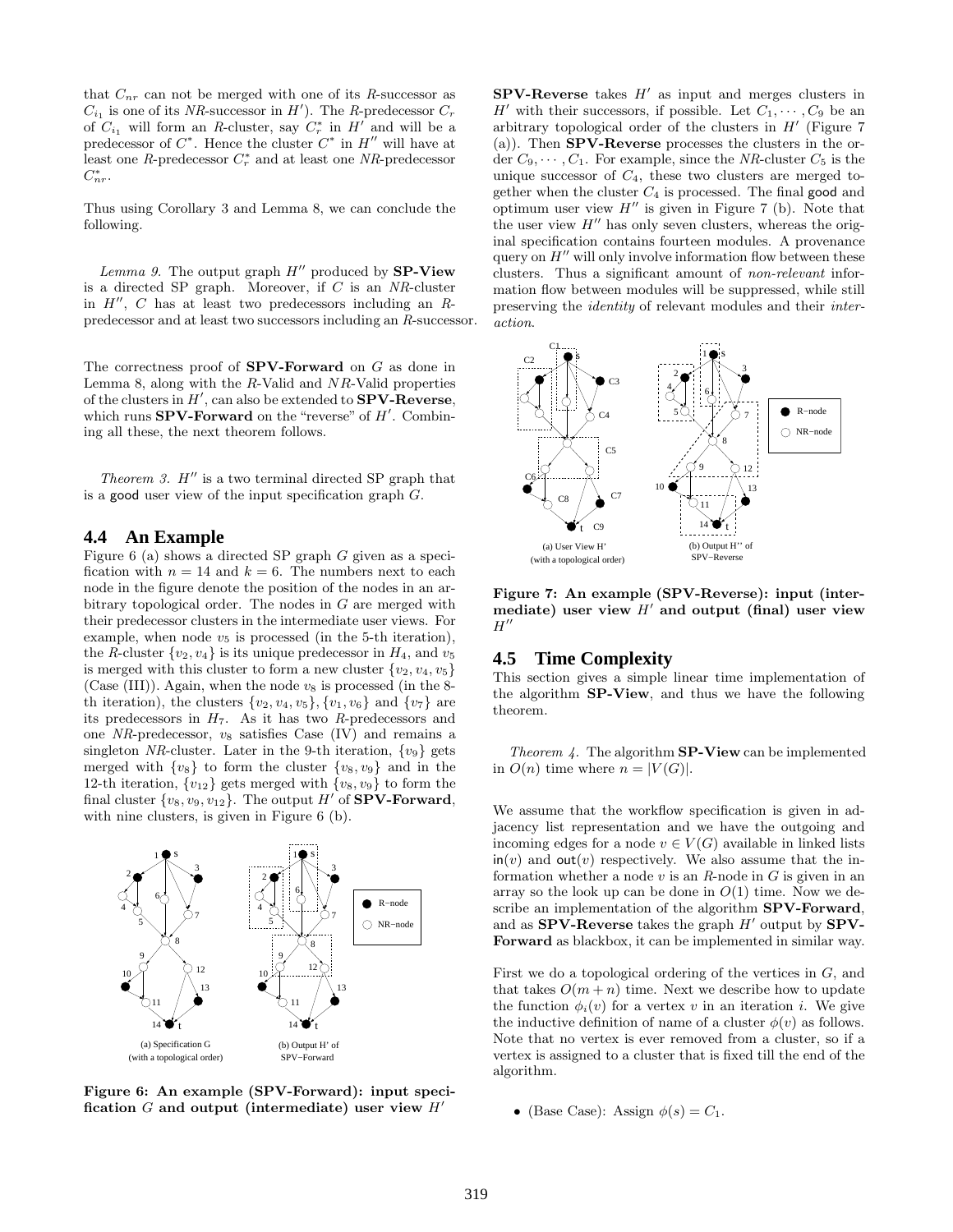that $C_{nr}$ can not be merged with one of its *R*-successor as $C_{i_1}$ is one of its *NR*-successor in $H'$). The *R*-predecessor $C_r$ of $C_{i_1}$ will form an *R*-cluster, say $C_r^*$ in $H'$ and will be a predecessor of $C^*$. Hence the cluster $C^*$ in $H''$ will have at least one *R*-predecessor $C_r^*$ and at least one *NR*-predecessor $C_{nr}^*$.

Thus using Corollary 3 and Lemma 8, we can conclude the following.

*Lemma 9.* The output graph $H''$ produced by **SP-View** is a directed SP graph. Moreover, if $C$ is an *NR*-cluster in $H''$, $C$ has at least two predecessors including an *R*-predecessor and at least two successors including an *R*-successor.

The correctness proof of **SPV-Forward** on $G$ as done in Lemma 8, along with the *R*-Valid and *NR*-Valid properties of the clusters in $H'$, can also be extended to **SPV-Reverse**, which runs **SPV-Forward** on the "reverse" of $H'$. Combining all these, the next theorem follows.

*Theorem 3.* $H''$ is a two terminal directed SP graph that is a good user view of the input specification graph $G$.

## 4.4 An Example

Figure 6 (a) shows a directed SP graph $G$ given as a specification with $n = 14$ and $k = 6$. The numbers next to each node in the figure denote the position of the nodes in an arbitrary topological order. The nodes in $G$ are merged with their predecessor clusters in the intermediate user views. For example, when node $v_5$ is processed (in the 5-th iteration), the *R*-cluster $\{v_2, v_4\}$ is its unique predecessor in $H_4$, and $v_5$ is merged with this cluster to form a new cluster $\{v_2, v_4, v_5\}$ (Case (III)). Again, when the node $v_8$ is processed (in the 8-th iteration), the clusters $\{v_2, v_4, v_5\}, \{v_1, v_6\}$ and $\{v_7\}$ are its predecessors in $H_7$. As it has two *R*-predecessors and one *NR*-predecessor, $v_8$ satisfies Case (IV) and remains a singleton *NR*-cluster. Later in the 9-th iteration, $\{v_9\}$ gets merged with $\{v_8\}$ to form the cluster $\{v_8, v_9\}$ and in the 12-th iteration, $\{v_{12}\}$ gets merged with $\{v_8, v_9\}$ to form the final cluster $\{v_8, v_9, v_{12}\}$. The output $H'$ of **SPV-Forward**, with nine clusters, is given in Figure 6 (b).

**Figure 6: An example (SPV-Forward): input specification $G$ and output (intermediate) user view $H'$**

**SPV-Reverse** takes $H'$ as input and merges clusters in $H'$ with their successors, if possible. Let $C_1, \cdots, C_9$ be an arbitrary topological order of the clusters in $H'$ (Figure 7 (a)). Then **SPV-Reverse** processes the clusters in the order $C_9, \cdots, C_1$. For example, since the *NR*-cluster $C_5$ is the unique successor of $C_4$, these two clusters are merged together when the cluster $C_4$ is processed. The final good and optimum user view $H''$ is given in Figure 7 (b). Note that the user view $H''$ has only seven clusters, whereas the original specification contains fourteen modules. A provenance query on $H''$ will only involve information flow between these clusters. Thus a significant amount of *non-relevant* information flow between modules will be suppressed, while still preserving the *identity* of relevant modules and their *interaction*.

**Figure 7: An example (SPV-Reverse): input (intermediate) user view $H'$ and output (final) user view $H''$**

## 4.5 Time Complexity

This section gives a simple linear time implementation of the algorithm **SP-View**, and thus we have the following theorem.

*Theorem 4.* The algorithm **SP-View** can be implemented in $O(n)$ time where $n = |V(G)|$.

We assume that the workflow specification is given in adjacency list representation and we have the outgoing and incoming edges for a node $v \in V(G)$ available in linked lists $\mathsf{in}(v)$ and $\mathsf{out}(v)$ respectively. We also assume that the information whether a node $v$ is an *R*-node in $G$ is given in an array so the look up can be done in $O(1)$ time. Now we describe an implementation of the algorithm **SPV-Forward**, and as **SPV-Reverse** takes the graph $H'$ output by **SPV-Forward** as blackbox, it can be implemented in similar way.

First we do a topological ordering of the vertices in $G$, and that takes $O(m + n)$ time. Next we describe how to update the function $\phi_i(v)$ for a vertex $v$ in an iteration $i$. We give the inductive definition of name of a cluster $\phi(v)$ as follows. Note that no vertex is ever removed from a cluster, so if a vertex is assigned to a cluster that is fixed till the end of the algorithm.

- (Base Case): Assign $\phi(s) = C_1$.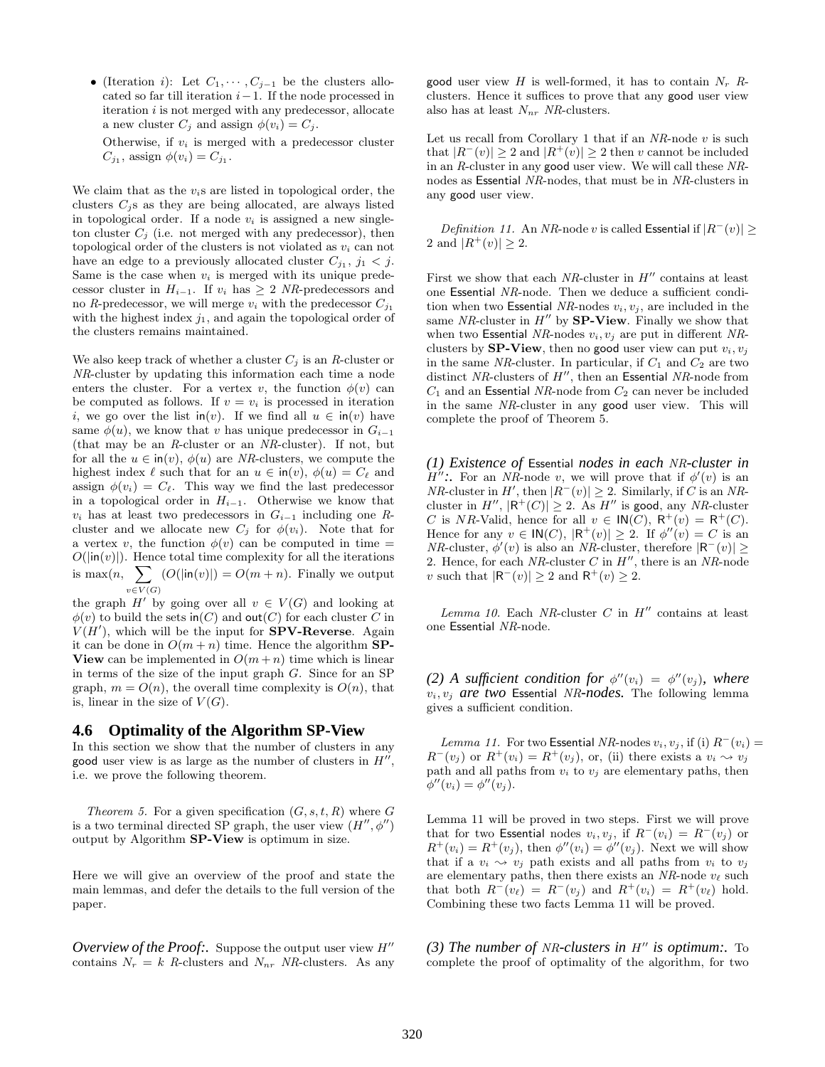- (Iteration $i$): Let $C_1, \cdots, C_{j-1}$ be the clusters allocated so far till iteration $i-1$. If the node processed in iteration $i$ is not merged with any predecessor, allocate a new cluster $C_j$ and assign $\phi(v_i) = C_j$.

  Otherwise, if $v_i$ is merged with a predecessor cluster $C_{j_1}$, assign $\phi(v_i) = C_{j_1}$.

We claim that as the $v_i$s are listed in topological order, the clusters $C_j$s as they are being allocated, are always listed in topological order. If a node $v_i$ is assigned a new singleton cluster $C_j$ (i.e. not merged with any predecessor), then topological order of the clusters is not violated as $v_i$ can not have an edge to a previously allocated cluster $C_{j_1}$, $j_1 < j$. Same is the case when $v_i$ is merged with its unique predecessor cluster in $H_{i-1}$. If $v_i$ has $\geq 2$ *NR*-predecessors and no *R*-predecessor, we will merge $v_i$ with the predecessor $C_{j_1}$ with the highest index $j_1$, and again the topological order of the clusters remains maintained.

We also keep track of whether a cluster $C_j$ is an *R*-cluster or *NR*-cluster by updating this information each time a node enters the cluster. For a vertex $v$, the function $\phi(v)$ can be computed as follows. If $v = v_i$ is processed in iteration $i$, we go over the list $\mathsf{in}(v)$. If we find all $u \in \mathsf{in}(v)$ have same $\phi(u)$, we know that $v$ has unique predecessor in $G_{i-1}$ (that may be an *R*-cluster or an *NR*-cluster). If not, but for all the $u \in \mathsf{in}(v)$, $\phi(u)$ are *NR*-clusters, we compute the highest index $\ell$ such that for an $u \in \mathsf{in}(v)$, $\phi(u) = C_\ell$ and assign $\phi(v_i) = C_\ell$. This way we find the last predecessor in a topological order in $H_{i-1}$. Otherwise we know that $v_i$ has at least two predecessors in $G_{i-1}$ including one *R*-cluster and we allocate new $C_j$ for $\phi(v_i)$. Note that for a vertex $v$, the function $\phi(v)$ can be computed in time $= O(|\mathsf{in}(v)|)$. Hence total time complexity for all the iterations is $\max(n, \sum_{v \in V(G)} (O(|\mathsf{in}(v)|) = O(m+n)$. Finally we output the graph $H'$ by going over all $v \in V(G)$ and looking at $\phi(v)$ to build the sets $\mathsf{in}(C)$ and $\mathsf{out}(C)$ for each cluster $C$ in $V(H')$, which will be the input for **SPV-Reverse**. Again it can be done in $O(m+n)$ time. Hence the algorithm **SP-View** can be implemented in $O(m+n)$ time which is linear in terms of the size of the input graph $G$. Since for an SP graph, $m = O(n)$, the overall time complexity is $O(n)$, that is, linear in the size of $V(G)$.

## 4.6 Optimality of the Algorithm SP-View

In this section we show that the number of clusters in any good user view is as large as the number of clusters in $H''$, i.e. we prove the following theorem.

*Theorem 5.* For a given specification $(G, s, t, R)$ where $G$ is a two terminal directed SP graph, the user view $(H'', \phi'')$ output by Algorithm **SP-View** is optimum in size.

Here we will give an overview of the proof and state the main lemmas, and defer the details to the full version of the paper.

***Overview of the Proof:.*** Suppose the output user view $H''$ contains $N_r = k$ *R*-clusters and $N_{nr}$ *NR*-clusters. As any good user view $H$ is well-formed, it has to contain $N_r$ *R*-clusters. Hence it suffices to prove that any good user view also has at least $N_{nr}$ *NR*-clusters.

Let us recall from Corollary 1 that if an *NR*-node $v$ is such that $|R^-(v)| \geq 2$ and $|R^+(v)| \geq 2$ then $v$ cannot be included in an *R*-cluster in any good user view. We will call these *NR*-nodes as Essential *NR*-nodes, that must be in *NR*-clusters in any good user view.

*Definition 11.* An *NR*-node $v$ is called Essential if $|R^-(v)| \geq 2$ and $|R^+(v)| \geq 2$.

First we show that each *NR*-cluster in $H''$ contains at least one Essential *NR*-node. Then we deduce a sufficient condition when two Essential *NR*-nodes $v_i, v_j$, are included in the same *NR*-cluster in $H''$ by **SP-View**. Finally we show that when two Essential *NR*-nodes $v_i, v_j$ are put in different *NR*-clusters by **SP-View**, then no good user view can put $v_i, v_j$ in the same *NR*-cluster. In particular, if $C_1$ and $C_2$ are two distinct *NR*-clusters of $H''$, then an Essential *NR*-node from $C_1$ and an Essential *NR*-node from $C_2$ can never be included in the same *NR*-cluster in any good user view. This will complete the proof of Theorem 5.

***(1) Existence of Essential nodes in each NR-cluster in $H''$:.*** For an *NR*-node $v$, we will prove that if $\phi'(v)$ is an *NR*-cluster in $H'$, then $|R^-(v)| \geq 2$. Similarly, if $C$ is an *NR*-cluster in $H''$, $|\mathsf{R}^+(C)| \geq 2$. As $H''$ is good, any *NR*-cluster $C$ is *NR*-Valid, hence for all $v \in \mathsf{IN}(C)$, $\mathsf{R}^+(v) = \mathsf{R}^+(C)$. Hence for any $v \in \mathsf{IN}(C)$, $|\mathsf{R}^+(v)| \geq 2$. If $\phi''(v) = C$ is an *NR*-cluster, $\phi'(v)$ is also an *NR*-cluster, therefore $|\mathsf{R}^-(v)| \geq 2$. Hence, for each *NR*-cluster $C$ in $H''$, there is an *NR*-node $v$ such that $|\mathsf{R}^-(v)| \geq 2$ and $\mathsf{R}^+(v) \geq 2$.

*Lemma 10.* Each *NR*-cluster $C$ in $H''$ contains at least one Essential *NR*-node.

***(2) A sufficient condition for $\phi''(v_i) = \phi''(v_j)$, where $v_i, v_j$ are two Essential NR-nodes.*** The following lemma gives a sufficient condition.

*Lemma 11.* For two Essential *NR*-nodes $v_i, v_j$, if (i) $R^-(v_i) = R^-(v_j)$ or $R^+(v_i) = R^+(v_j)$, or, (ii) there exists a $v_i \rightsquigarrow v_j$ path and all paths from $v_i$ to $v_j$ are elementary paths, then $\phi''(v_i) = \phi''(v_j)$.

Lemma 11 will be proved in two steps. First we will prove that for two Essential nodes $v_i, v_j$, if $R^-(v_i) = R^-(v_j)$ or $R^+(v_i) = R^+(v_j)$, then $\phi''(v_i) = \phi''(v_j)$. Next we will show that if a $v_i \rightsquigarrow v_j$ path exists and all paths from $v_i$ to $v_j$ are elementary paths, then there exists an *NR*-node $v_\ell$ such that both $R^-(v_\ell) = R^-(v_j)$ and $R^+(v_i) = R^+(v_\ell)$ hold. Combining these two facts Lemma 11 will be proved.

***(3) The number of NR-clusters in $H''$ is optimum:.*** To complete the proof of optimality of the algorithm, for two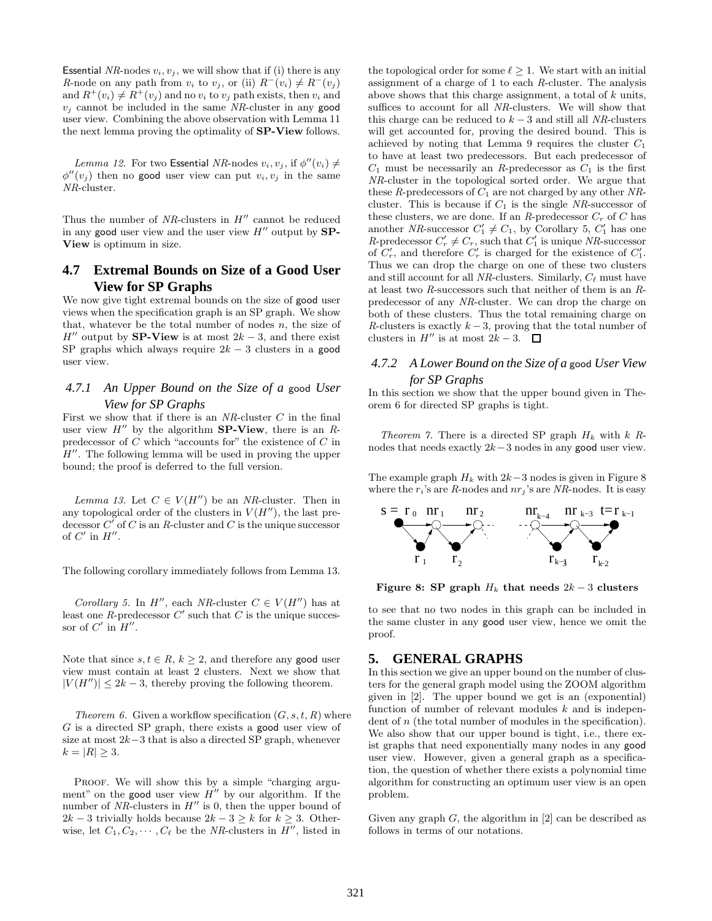Essential *NR*-nodes $v_i, v_j$, we will show that if (i) there is any *R*-node on any path from $v_i$ to $v_j$, or (ii) $R^-(v_i) \neq R^-(v_j)$ and $R^+(v_i) \neq R^+(v_j)$ and no $v_i$ to $v_j$ path exists, then $v_i$ and $v_j$ cannot be included in the same *NR*-cluster in any good user view. Combining the above observation with Lemma 11 the next lemma proving the optimality of **SP-View** follows.

*Lemma 12.* For two Essential *NR*-nodes $v_i, v_j$, if $\phi''(v_i) \neq \phi''(v_j)$ then no good user view can put $v_i, v_j$ in the same *NR*-cluster.

Thus the number of *NR*-clusters in $H''$ cannot be reduced in any good user view and the user view $H''$ output by **SP-View** is optimum in size.

## 4.7 Extremal Bounds on Size of a Good User View for SP Graphs

We now give tight extremal bounds on the size of good user views when the specification graph is an SP graph. We show that, whatever be the total number of nodes $n$, the size of $H''$ output by **SP-View** is at most $2k-3$, and there exist SP graphs which always require $2k-3$ clusters in a good user view.

### 4.7.1 An Upper Bound on the Size of a good User View for SP Graphs

First we show that if there is an *NR*-cluster $C$ in the final user view $H''$ by the algorithm **SP-View**, there is an *R*-predecessor of $C$ which "accounts for" the existence of $C$ in $H''$. The following lemma will be used in proving the upper bound; the proof is deferred to the full version.

*Lemma 13.* Let $C \in V(H'')$ be an *NR*-cluster. Then in any topological order of the clusters in $V(H'')$, the last predecessor $C'$ of $C$ is an *R*-cluster and $C$ is the unique successor of $C'$ in $H''$.

The following corollary immediately follows from Lemma 13.

*Corollary 5.* In $H''$, each *NR*-cluster $C \in V(H'')$ has at least one *R*-predecessor $C'$ such that $C$ is the unique successor of $C'$ in $H''$.

Note that since $s, t \in R$, $k \geq 2$, and therefore any good user view must contain at least 2 clusters. Next we show that $|V(H'')| \leq 2k-3$, thereby proving the following theorem.

*Theorem 6.* Given a workflow specification $(G, s, t, R)$ where $G$ is a directed SP graph, there exists a good user view of size at most $2k-3$ that is also a directed SP graph, whenever $k = |R| \geq 3$.

Proof. We will show this by a simple "charging argument" on the good user view $H''$ by our algorithm. If the number of *NR*-clusters in $H''$ is 0, then the upper bound of $2k-3$ trivially holds because $2k-3 \geq k$ for $k \geq 3$. Otherwise, let $C_1, C_2, \cdots, C_\ell$ be the *NR*-clusters in $H''$, listed in the topological order for some $\ell \geq 1$. We start with an initial assignment of a charge of 1 to each *R*-cluster. The analysis above shows that this charge assignment, a total of $k$ units, suffices to account for all *NR*-clusters. We will show that this charge can be reduced to $k-3$ and still all *NR*-clusters will get accounted for, proving the desired bound. This is achieved by noting that Lemma 9 requires the cluster $C_1$ to have at least two predecessors. But each predecessor of $C_1$ must be necessarily an *R*-predecessor as $C_1$ is the first *NR*-cluster in the topological sorted order. We argue that these *R*-predecessors of $C_1$ are not charged by any other *NR*-cluster. This is because if $C_1$ is the single *NR*-successor of these clusters, we are done. If an *R*-predecessor $C_r$ of $C$ has another *NR*-successor $C_1' \neq C_1$, by Corollary 5, $C_1'$ has one *R*-predecessor $C_r' \neq C_r$, such that $C_1'$ is unique *NR*-successor of $C_r'$, and therefore $C_r'$ is charged for the existence of $C_1'$. Thus we can drop the charge on one of these two clusters and still account for all *NR*-clusters. Similarly, $C_\ell$ must have at least two *R*-successors such that neither of them is an *R*-predecessor of any *NR*-cluster. We can drop the charge on both of these clusters. Thus the total remaining charge on *R*-clusters is exactly $k-3$, proving that the total number of clusters in $H''$ is at most $2k-3$. ☐

### 4.7.2 A Lower Bound on the Size of a good User View for SP Graphs

In this section we show that the upper bound given in Theorem 6 for directed SP graphs is tight.

*Theorem 7.* There is a directed SP graph $H_k$ with $k$ *R*-nodes that needs exactly $2k-3$ nodes in any good user view.

The example graph $H_k$ with $2k-3$ nodes is given in Figure 8 where the $r_i$'s are *R*-nodes and $nr_j$'s are *NR*-nodes. It is easy

**Figure 8: SP graph $H_k$ that needs $2k-3$ clusters**

to see that no two nodes in this graph can be included in the same cluster in any good user view, hence we omit the proof.

## 5. GENERAL GRAPHS

In this section we give an upper bound on the number of clusters for the general graph model using the ZOOM algorithm given in [2]. The upper bound we get is an (exponential) function of number of relevant modules $k$ and is independent of $n$ (the total number of modules in the specification). We also show that our upper bound is tight, i.e., there exist graphs that need exponentially many nodes in any good user view. However, given a general graph as a specification, the question of whether there exists a polynomial time algorithm for constructing an optimum user view is an open problem.

Given any graph $G$, the algorithm in [2] can be described as follows in terms of our notations.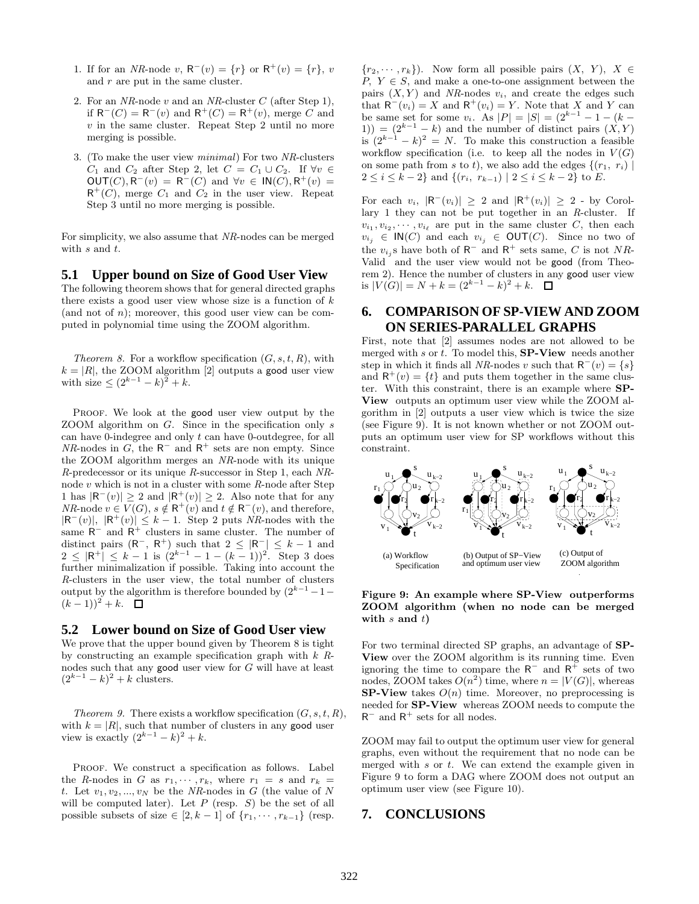1. If for an *NR*-node $v$, $\mathsf{R}^-(v) = \{r\}$ or $\mathsf{R}^+(v) = \{r\}$, $v$ and $r$ are put in the same cluster.

2. For an *NR*-node $v$ and an *NR*-cluster $C$ (after Step 1), if $\mathsf{R}^-(C) = \mathsf{R}^-(v)$ and $\mathsf{R}^+(C) = \mathsf{R}^+(v)$, merge $C$ and $v$ in the same cluster. Repeat Step 2 until no more merging is possible.

3. (To make the user view *minimal*) For two *NR*-clusters $C_1$ and $C_2$ after Step 2, let $C = C_1 \cup C_2$. If $\forall v \in \mathsf{OUT}(C), \mathsf{R}^-(v) = \mathsf{R}^-(C)$ and $\forall v \in \mathsf{IN}(C), \mathsf{R}^+(v) = \mathsf{R}^+(C)$, merge $C_1$ and $C_2$ in the user view. Repeat Step 3 until no more merging is possible.

For simplicity, we also assume that *NR*-nodes can be merged with $s$ and $t$.

## 5.1 Upper bound on Size of Good User View

The following theorem shows that for general directed graphs there exists a good user view whose size is a function of $k$ (and not of $n$); moreover, this good user view can be computed in polynomial time using the ZOOM algorithm.

*Theorem 8.* For a workflow specification $(G, s, t, R)$, with $k = |R|$, the ZOOM algorithm [2] outputs a good user view with size $\leq (2^{k-1} - k)^2 + k$.

PROOF. We look at the good user view output by the ZOOM algorithm on $G$. Since in the specification only $s$ can have 0-indegree and only $t$ can have 0-outdegree, for all *NR*-nodes in $G$, the $\mathsf{R}^-$ and $\mathsf{R}^+$ sets are non empty. Since the ZOOM algorithm merges an *NR*-node with its unique *R*-predecessor or its unique *R*-successor in Step 1, each *NR*-node $v$ which is not in a cluster with some *R*-node after Step 1 has $|\mathsf{R}^-(v)| \geq 2$ and $|\mathsf{R}^+(v)| \geq 2$. Also note that for any *NR*-node $v \in V(G)$, $s \notin \mathsf{R}^+(v)$ and $t \notin \mathsf{R}^-(v)$, and therefore, $|\mathsf{R}^-(v)|, |\mathsf{R}^+(v)| \leq k-1$. Step 2 puts *NR*-nodes with the same $\mathsf{R}^-$ and $\mathsf{R}^+$ clusters in same cluster. The number of distinct pairs $(\mathsf{R}^-, \mathsf{R}^+)$ such that $2 \leq |\mathsf{R}^-| \leq k-1$ and $2 \leq |\mathsf{R}^+| \leq k-1$ is $(2^{k-1} - 1 - (k-1))^2$. Step 3 does further minimalization if possible. Taking into account the *R*-clusters in the user view, the total number of clusters output by the algorithm is therefore bounded by $(2^{k-1} - 1 - (k-1))^2 + k$. ☐

## 5.2 Lower bound on Size of Good User view

We prove that the upper bound given by Theorem 8 is tight by constructing an example specification graph with $k$ *R*-nodes such that any good user view for $G$ will have at least $(2^{k-1} - k)^2 + k$ clusters.

*Theorem 9.* There exists a workflow specification $(G, s, t, R)$, with $k = |R|$, such that number of clusters in any good user view is exactly $(2^{k-1} - k)^2 + k$.

PROOF. We construct a specification as follows. Label the *R*-nodes in $G$ as $r_1, \cdots, r_k$, where $r_1 = s$ and $r_k = t$. Let $v_1, v_2, ..., v_N$ be the *NR*-nodes in $G$ (the value of $N$ will be computed later). Let $P$ (resp. $S$) be the set of all possible subsets of size $\in [2, k-1]$ of $\{r_1, \cdots, r_{k-1}\}$ (resp. $\{r_2, \cdots, r_k\}$). Now form all possible pairs $(X, Y)$, $X \in P$, $Y \in S$, and make a one-to-one assignment between the pairs $(X, Y)$ and *NR*-nodes $v_i$, and create the edges such that $\mathsf{R}^-(v_i) = X$ and $\mathsf{R}^+(v_i) = Y$. Note that $X$ and $Y$ can be same set for some $v_i$. As $|P| = |S| = (2^{k-1} - 1 - (k-1)) = (2^{k-1} - k)$ and the number of distinct pairs $(X, Y)$ is $(2^{k-1} - k)^2 = N$. To make this construction a feasible workflow specification (i.e. to keep all the nodes in $V(G)$ on some path from $s$ to $t$), we also add the edges $\{(r_1, r_i) \mid 2 \leq i \leq k-2\}$ and $\{(r_i, r_{k-1}) \mid 2 \leq i \leq k-2\}$ to $E$.

For each $v_i$, $|\mathsf{R}^-(v_i)| \geq 2$ and $|\mathsf{R}^+(v_i)| \geq 2$ - by Corollary 1 they can not be put together in an *R*-cluster. If $v_{i_1}, v_{i_2}, \cdots, v_{i_\ell}$ are put in the same cluster $C$, then each $v_{i_j} \in \mathsf{IN}(C)$ and each $v_{i_j} \in \mathsf{OUT}(C)$. Since no two of the $v_{i_j}$s have both of $\mathsf{R}^-$ and $\mathsf{R}^+$ sets same, $C$ is not *NR*-Valid and the user view would not be good (from Theorem 2). Hence the number of clusters in any good user view is $|V(G)| = N + k = (2^{k-1} - k)^2 + k$. ☐

# 6. COMPARISON OF SP-VIEW AND ZOOM ON SERIES-PARALLEL GRAPHS

First, note that [2] assumes nodes are not allowed to be merged with $s$ or $t$. To model this, **SP-View** needs another step in which it finds all *NR*-nodes $v$ such that $\mathsf{R}^-(v) = \{s\}$ and $\mathsf{R}^+(v) = \{t\}$ and puts them together in the same cluster. With this constraint, there is an example where **SP-View** outputs an optimum user view while the ZOOM algorithm in [2] outputs a user view which is twice the size (see Figure 9). It is not known whether or not ZOOM outputs an optimum user view for SP workflows without this constraint.

(a) Workflow Specification (b) Output of SP−View and optimum user view (c) Output of ZOOM algorithm

**Figure 9: An example where SP-View outperforms ZOOM algorithm (when no node can be merged with $s$ and $t$)**

For two terminal directed SP graphs, an advantage of **SP-View** over the ZOOM algorithm is its running time. Even ignoring the time to compare the $\mathsf{R}^-$ and $\mathsf{R}^+$ sets of two nodes, ZOOM takes $O(n^2)$ time, where $n = |V(G)|$, whereas **SP-View** takes $O(n)$ time. Moreover, no preprocessing is needed for **SP-View** whereas ZOOM needs to compute the $\mathsf{R}^-$ and $\mathsf{R}^+$ sets for all nodes.

ZOOM may fail to output the optimum user view for general graphs, even without the requirement that no node can be merged with $s$ or $t$. We can extend the example given in Figure 9 to form a DAG where ZOOM does not output an optimum user view (see Figure 10).

# 7. CONCLUSIONS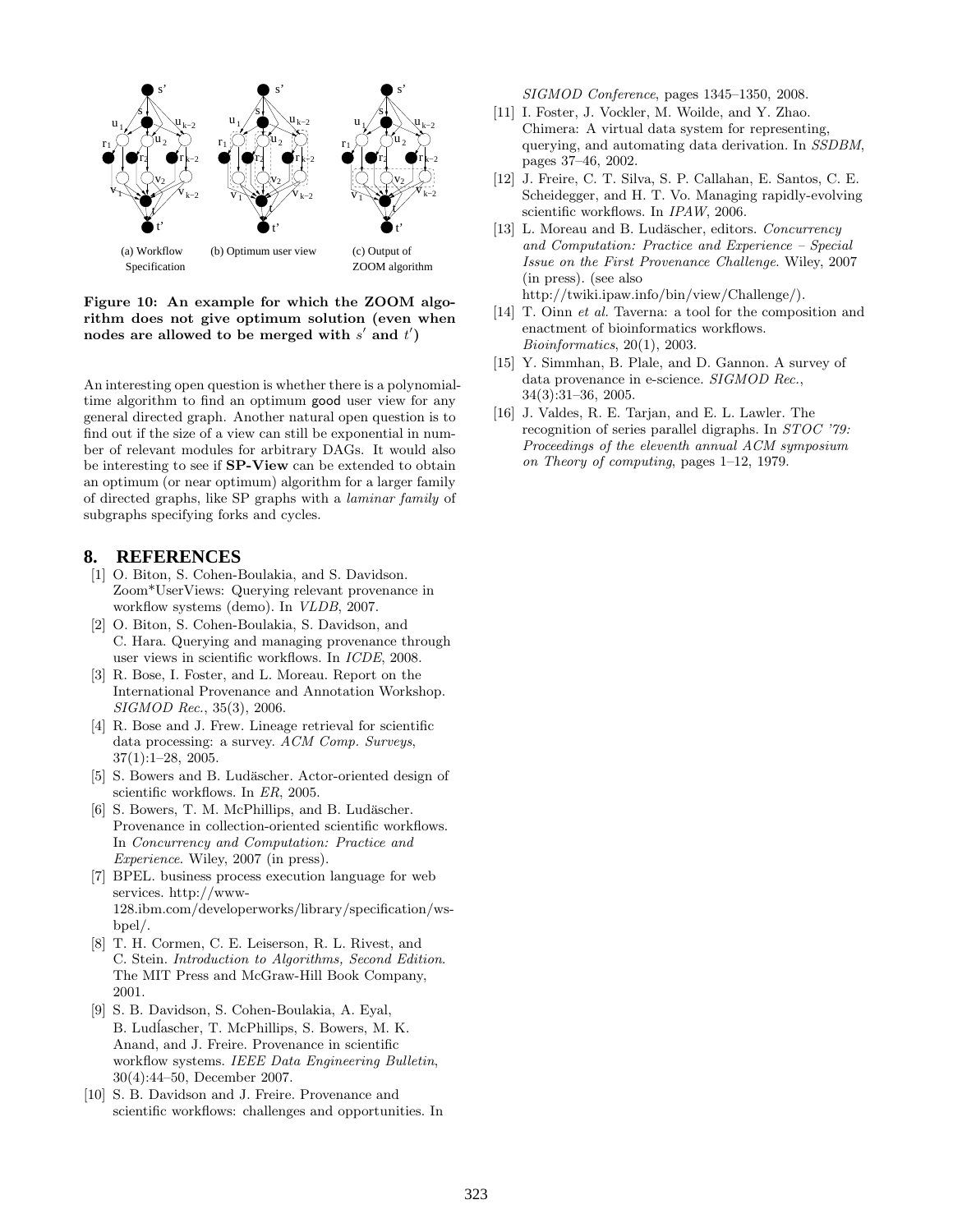s'

s

$u_1$ $u_{k-2}$ $r_1$ $u_2$ $r_2$ $r_{k-2}$ $v_2$ $v_1$ $v_{k-2}$ t t'

(a) Workflow Specification

(b) Optimum user view

(c) Output of ZOOM algorithm

**Figure 10: An example for which the ZOOM algorithm does not give optimum solution (even when nodes are allowed to be merged with $s'$ and $t'$)**

An interesting open question is whether there is a polynomial-time algorithm to find an optimum good user view for any general directed graph. Another natural open question is to find out if the size of a view can still be exponential in number of relevant modules for arbitrary DAGs. It would also be interesting to see if **SP-View** can be extended to obtain an optimum (or near optimum) algorithm for a larger family of directed graphs, like SP graphs with a *laminar family* of subgraphs specifying forks and cycles.

## 8. REFERENCES

[1] O. Biton, S. Cohen-Boulakia, and S. Davidson. Zoom*UserViews: Querying relevant provenance in workflow systems (demo). In *VLDB*, 2007.

[2] O. Biton, S. Cohen-Boulakia, S. Davidson, and C. Hara. Querying and managing provenance through user views in scientific workflows. In *ICDE*, 2008.

[3] R. Bose, I. Foster, and L. Moreau. Report on the International Provenance and Annotation Workshop. *SIGMOD Rec.*, 35(3), 2006.

[4] R. Bose and J. Frew. Lineage retrieval for scientific data processing: a survey. *ACM Comp. Surveys*, 37(1):1–28, 2005.

[5] S. Bowers and B. Ludäscher. Actor-oriented design of scientific workflows. In *ER*, 2005.

[6] S. Bowers, T. M. McPhillips, and B. Ludäscher. Provenance in collection-oriented scientific workflows. In *Concurrency and Computation: Practice and Experience*. Wiley, 2007 (in press).

[7] BPEL. business process execution language for web services. http://www-128.ibm.com/developerworks/library/specification/ws-bpel/.

[8] T. H. Cormen, C. E. Leiserson, R. L. Rivest, and C. Stein. *Introduction to Algorithms, Second Edition*. The MIT Press and McGraw-Hill Book Company, 2001.

[9] S. B. Davidson, S. Cohen-Boulakia, A. Eyal, B. LudÍascher, T. McPhillips, S. Bowers, M. K. Anand, and J. Freire. Provenance in scientific workflow systems. *IEEE Data Engineering Bulletin*, 30(4):44–50, December 2007.

[10] S. B. Davidson and J. Freire. Provenance and scientific workflows: challenges and opportunities. In *SIGMOD Conference*, pages 1345–1350, 2008.

[11] I. Foster, J. Vockler, M. Woilde, and Y. Zhao. Chimera: A virtual data system for representing, querying, and automating data derivation. In *SSDBM*, pages 37–46, 2002.

[12] J. Freire, C. T. Silva, S. P. Callahan, E. Santos, C. E. Scheidegger, and H. T. Vo. Managing rapidly-evolving scientific workflows. In *IPAW*, 2006.

[13] L. Moreau and B. Ludäscher, editors. *Concurrency and Computation: Practice and Experience – Special Issue on the First Provenance Challenge*. Wiley, 2007 (in press). (see also http://twiki.ipaw.info/bin/view/Challenge/).

[14] T. Oinn *et al.* Taverna: a tool for the composition and enactment of bioinformatics workflows. *Bioinformatics*, 20(1), 2003.

[15] Y. Simmhan, B. Plale, and D. Gannon. A survey of data provenance in e-science. *SIGMOD Rec.*, 34(3):31–36, 2005.

[16] J. Valdes, R. E. Tarjan, and E. L. Lawler. The recognition of series parallel digraphs. In *STOC '79: Proceedings of the eleventh annual ACM symposium on Theory of computing*, pages 1–12, 1979.